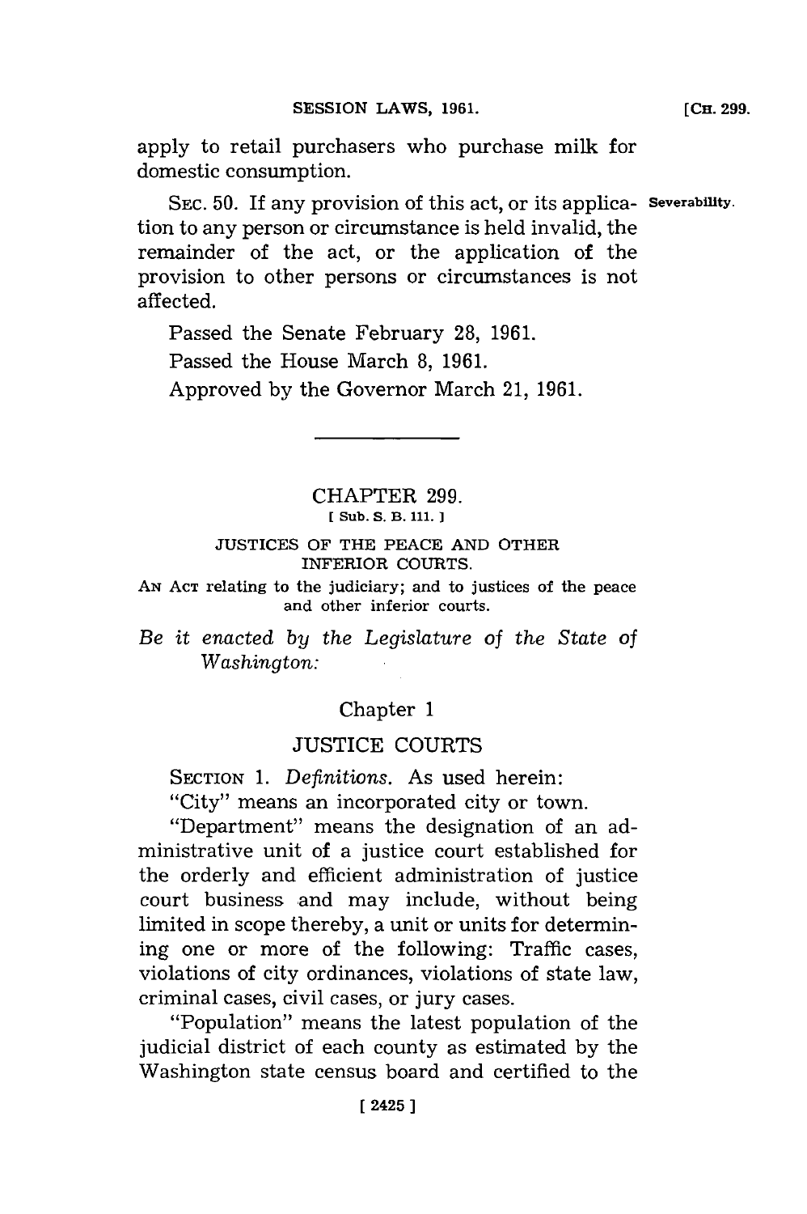apply to retail purchasers who purchase milk for domestic consumption.

SEC. 50. If any provision of this act, or its application to any person or circumstance is held invalid, the remainder of the act, or the application of the provision to other persons or circumstances is not affected.

**Severability.**

Passed the Senate February 28, 1961.

Passed the House March 8, 1961.

Approved by the Governor March 21, 1961.

---

## CHAPTER 299.

[ Sub. S. B. 111. ]

### JUSTICES OF THE PEACE AND OTHER INFERIOR COURTS.

AN ACT relating to the judiciary; and to justices of the peace and other inferior courts.

*Be it enacted by the Legislature of the State of Washington:*

### Chapter 1

### JUSTICE COURTS

SECTION 1. *Definitions.* As used herein:

"City" means an incorporated city or town.

"Department" means the designation of an administrative unit of a justice court established for the orderly and efficient administration of justice court business and may include, without being limited in scope thereby, a unit or units for determining one or more of the following: Traffic cases, violations of city ordinances, violations of state law, criminal cases, civil cases, or jury cases.

"Population" means the latest population of the judicial district of each county as estimated by the Washington state census board and certified to the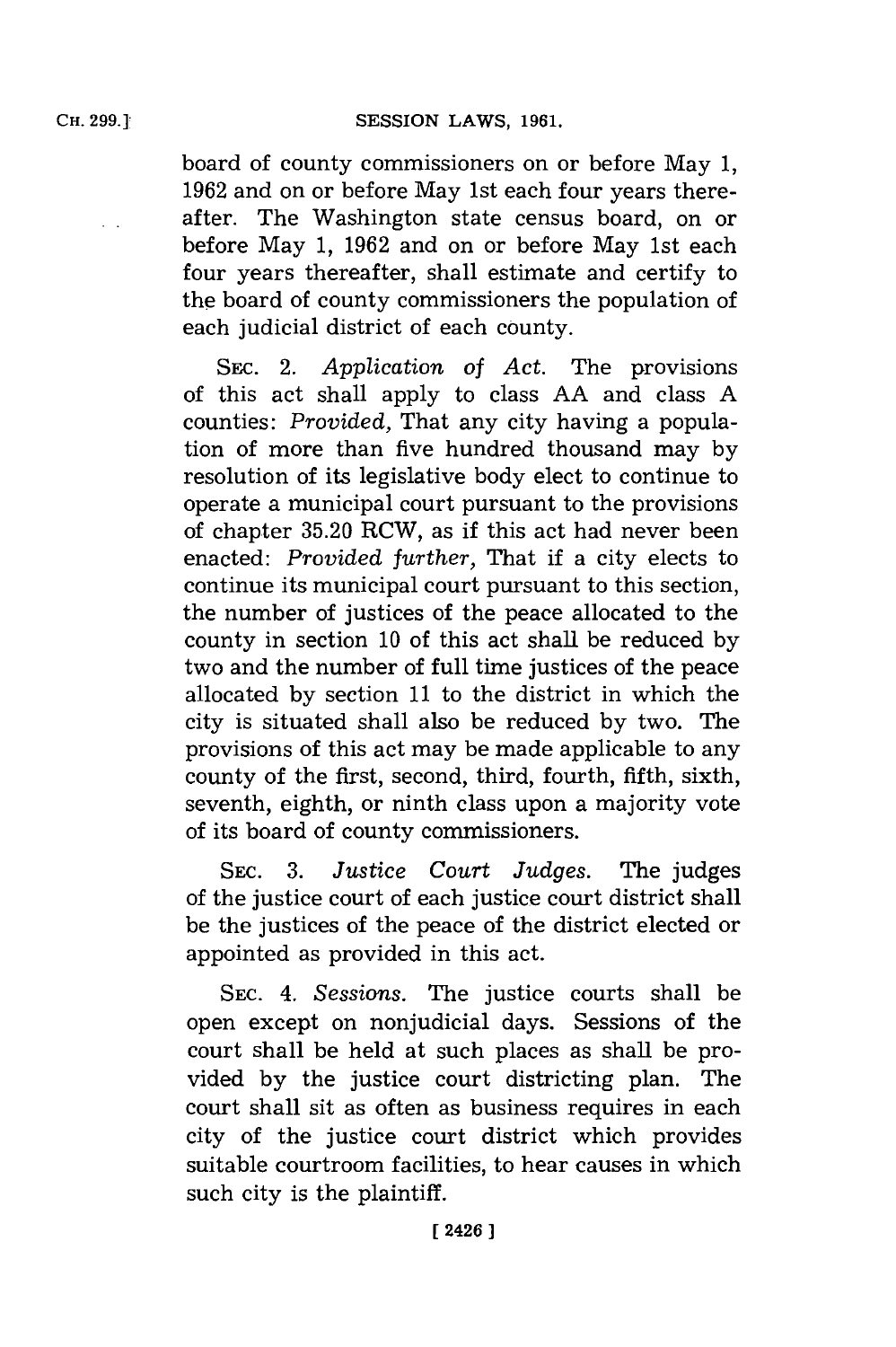board of county commissioners on or before May 1, 1962 and on or before May 1st each four years thereafter. The Washington state census board, on or before May 1, 1962 and on or before May 1st each four years thereafter, shall estimate and certify to the board of county commissioners the population of each judicial district of each county.

SEC. 2. *Application of Act.* The provisions of this act shall apply to class AA and class A counties: *Provided,* That any city having a population of more than five hundred thousand may by resolution of its legislative body elect to continue to operate a municipal court pursuant to the provisions of chapter 35.20 RCW, as if this act had never been enacted: *Provided further,* That if a city elects to continue its municipal court pursuant to this section, the number of justices of the peace allocated to the county in section 10 of this act shall be reduced by two and the number of full time justices of the peace allocated by section 11 to the district in which the city is situated shall also be reduced by two. The provisions of this act may be made applicable to any county of the first, second, third, fourth, fifth, sixth, seventh, eighth, or ninth class upon a majority vote of its board of county commissioners.

SEC. 3. *Justice Court Judges.* The judges of the justice court of each justice court district shall be the justices of the peace of the district elected or appointed as provided in this act.

SEC. 4. *Sessions.* The justice courts shall be open except on nonjudicial days. Sessions of the court shall be held at such places as shall be provided by the justice court districting plan. The court shall sit as often as business requires in each city of the justice court district which provides suitable courtroom facilities, to hear causes in which such city is the plaintiff.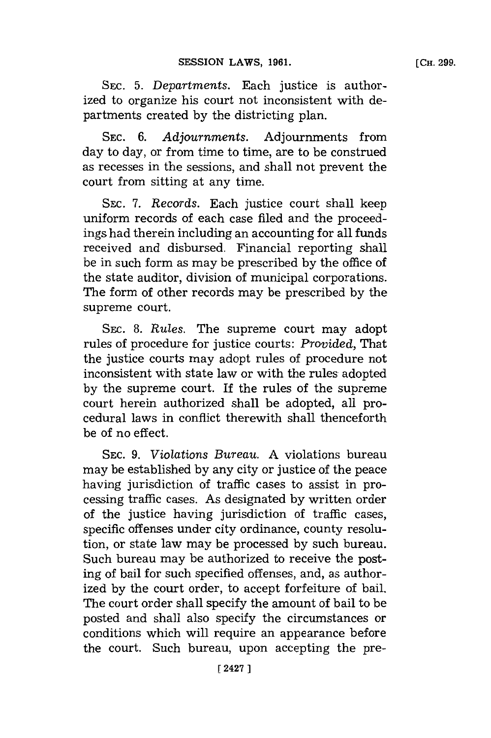SEC. 5. *Departments.* Each justice is authorized to organize his court not inconsistent with departments created by the districting plan.

SEC. 6. *Adjournments.* Adjournments from day to day, or from time to time, are to be construed as recesses in the sessions, and shall not prevent the court from sitting at any time.

SEC. 7. *Records.* Each justice court shall keep uniform records of each case filed and the proceedings had therein including an accounting for all funds received and disbursed. Financial reporting shall be in such form as may be prescribed by the office of the state auditor, division of municipal corporations. The form of other records may be prescribed by the supreme court.

SEC. 8. *Rules.* The supreme court may adopt rules of procedure for justice courts: *Provided,* That the justice courts may adopt rules of procedure not inconsistent with state law or with the rules adopted by the supreme court. If the rules of the supreme court herein authorized shall be adopted, all procedural laws in conflict therewith shall thenceforth be of no effect.

SEC. 9. *Violations Bureau.* A violations bureau may be established by any city or justice of the peace having jurisdiction of traffic cases to assist in processing traffic cases. As designated by written order of the justice having jurisdiction of traffic cases, specific offenses under city ordinance, county resolution, or state law may be processed by such bureau. Such bureau may be authorized to receive the posting of bail for such specified offenses, and, as authorized by the court order, to accept forfeiture of bail. The court order shall specify the amount of bail to be posted and shall also specify the circumstances or conditions which will require an appearance before the court. Such bureau, upon accepting the pre-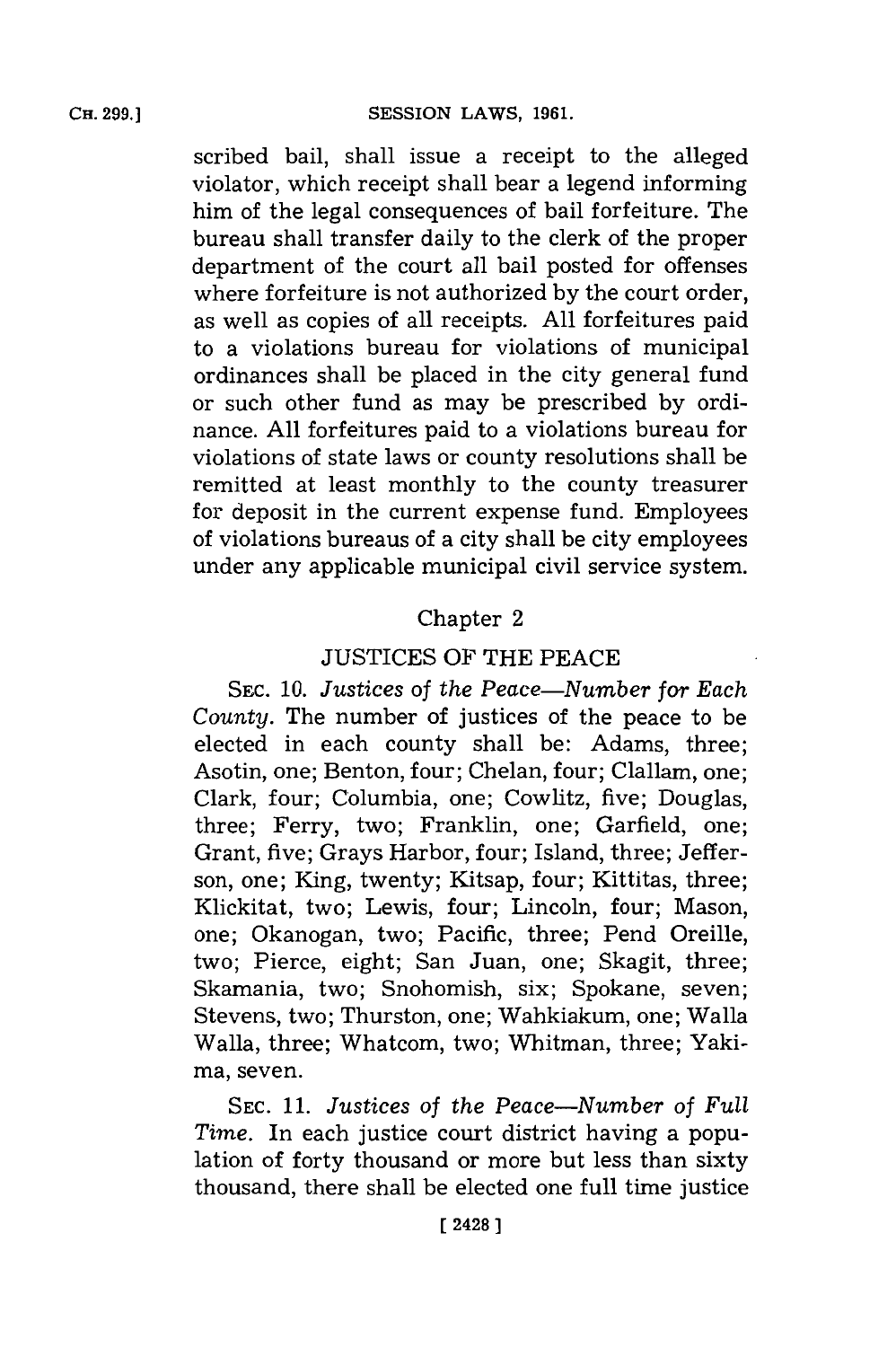scribed bail, shall issue a receipt to the alleged violator, which receipt shall bear a legend informing him of the legal consequences of bail forfeiture. The bureau shall transfer daily to the clerk of the proper department of the court all bail posted for offenses where forfeiture is not authorized by the court order, as well as copies of all receipts. All forfeitures paid to a violations bureau for violations of municipal ordinances shall be placed in the city general fund or such other fund as may be prescribed by ordinance. All forfeitures paid to a violations bureau for violations of state laws or county resolutions shall be remitted at least monthly to the county treasurer for deposit in the current expense fund. Employees of violations bureaus of a city shall be city employees under any applicable municipal civil service system.

## Chapter 2

## JUSTICES OF THE PEACE

SEC. 10. *Justices of the Peace—Number for Each County.* The number of justices of the peace to be elected in each county shall be: Adams, three; Asotin, one; Benton, four; Chelan, four; Clallam, one; Clark, four; Columbia, one; Cowlitz, five; Douglas, three; Ferry, two; Franklin, one; Garfield, one; Grant, five; Grays Harbor, four; Island, three; Jefferson, one; King, twenty; Kitsap, four; Kittitas, three; Klickitat, two; Lewis, four; Lincoln, four; Mason, one; Okanogan, two; Pacific, three; Pend Oreille, two; Pierce, eight; San Juan, one; Skagit, three; Skamania, two; Snohomish, six; Spokane, seven; Stevens, two; Thurston, one; Wahkiakum, one; Walla Walla, three; Whatcom, two; Whitman, three; Yakima, seven.

SEC. 11. *Justices of the Peace—Number of Full Time.* In each justice court district having a population of forty thousand or more but less than sixty thousand, there shall be elected one full time justice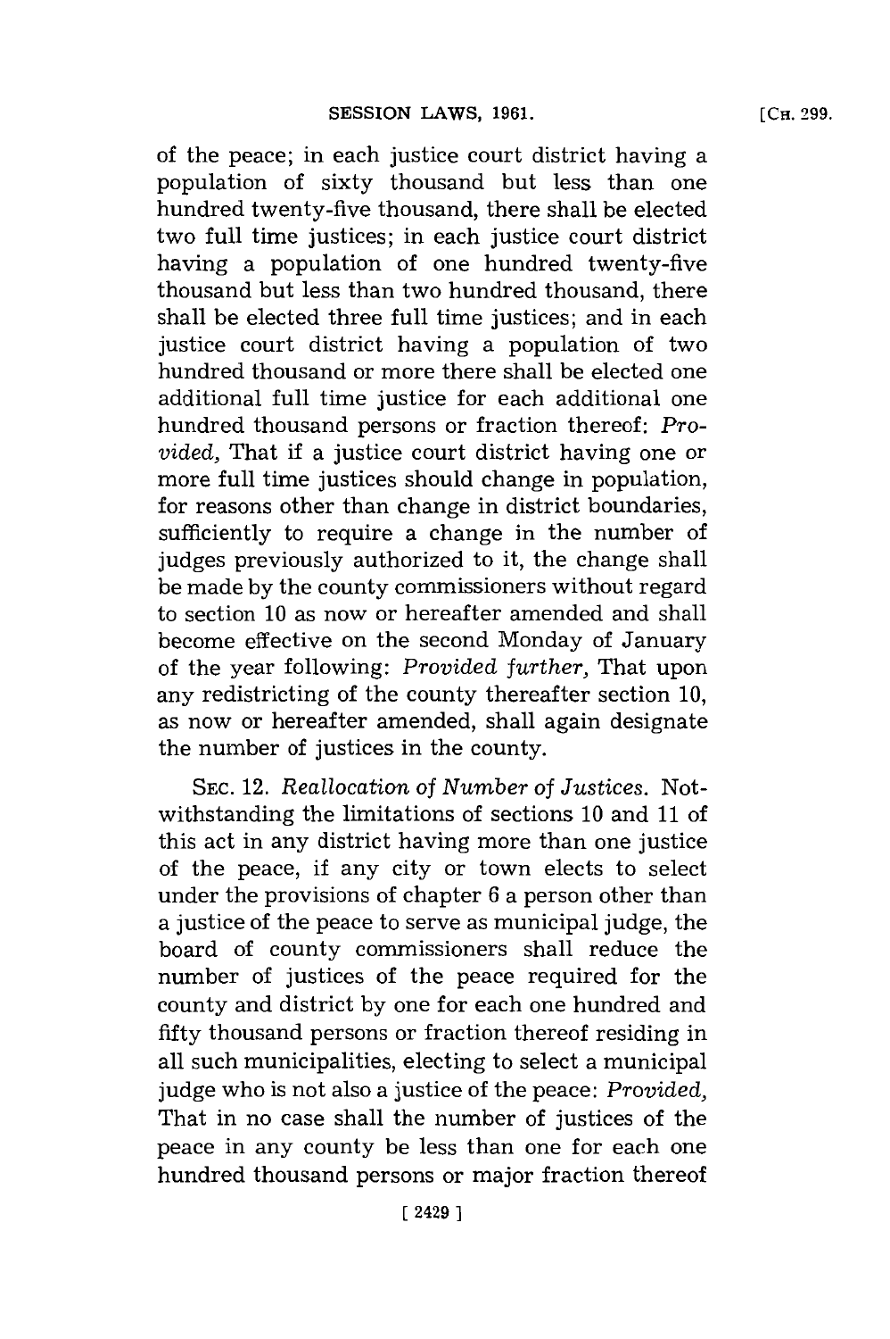of the peace; in each justice court district having a population of sixty thousand but less than one hundred twenty-five thousand, there shall be elected two full time justices; in each justice court district having a population of one hundred twenty-five thousand but less than two hundred thousand, there shall be elected three full time justices; and in each justice court district having a population of two hundred thousand or more there shall be elected one additional full time justice for each additional one hundred thousand persons or fraction thereof: *Provided,* That if a justice court district having one or more full time justices should change in population, for reasons other than change in district boundaries, sufficiently to require a change in the number of judges previously authorized to it, the change shall be made by the county commissioners without regard to section 10 as now or hereafter amended and shall become effective on the second Monday of January of the year following: *Provided further,* That upon any redistricting of the county thereafter section 10, as now or hereafter amended, shall again designate the number of justices in the county.

SEC. 12. *Reallocation of Number of Justices.* Notwithstanding the limitations of sections 10 and 11 of this act in any district having more than one justice of the peace, if any city or town elects to select under the provisions of chapter 6 a person other than a justice of the peace to serve as municipal judge, the board of county commissioners shall reduce the number of justices of the peace required for the county and district by one for each one hundred and fifty thousand persons or fraction thereof residing in all such municipalities, electing to select a municipal judge who is not also a justice of the peace: *Provided,* That in no case shall the number of justices of the peace in any county be less than one for each one hundred thousand persons or major fraction thereof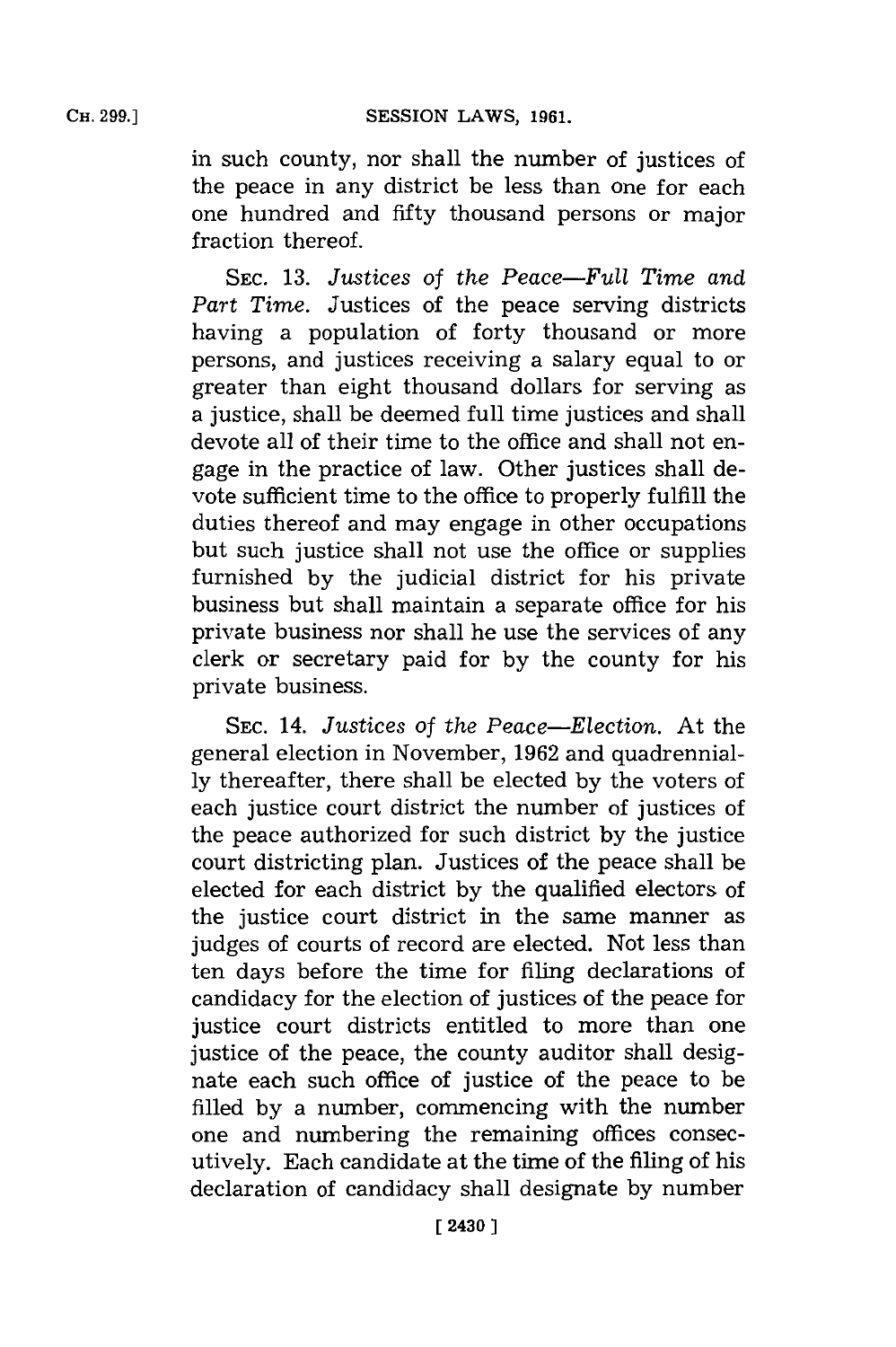in such county, nor shall the number of justices of the peace in any district be less than one for each one hundred and fifty thousand persons or major fraction thereof.

SEC. 13. *Justices of the Peace—Full Time and Part Time.* Justices of the peace serving districts having a population of forty thousand or more persons, and justices receiving a salary equal to or greater than eight thousand dollars for serving as a justice, shall be deemed full time justices and shall devote all of their time to the office and shall not engage in the practice of law. Other justices shall devote sufficient time to the office to properly fulfill the duties thereof and may engage in other occupations but such justice shall not use the office or supplies furnished by the judicial district for his private business but shall maintain a separate office for his private business nor shall he use the services of any clerk or secretary paid for by the county for his private business.

SEC. 14. *Justices of the Peace—Election.* At the general election in November, 1962 and quadrennially thereafter, there shall be elected by the voters of each justice court district the number of justices of the peace authorized for such district by the justice court districting plan. Justices of the peace shall be elected for each district by the qualified electors of the justice court district in the same manner as judges of courts of record are elected. Not less than ten days before the time for filing declarations of candidacy for the election of justices of the peace for justice court districts entitled to more than one justice of the peace, the county auditor shall designate each such office of justice of the peace to be filled by a number, commencing with the number one and numbering the remaining offices consecutively. Each candidate at the time of the filing of his declaration of candidacy shall designate by number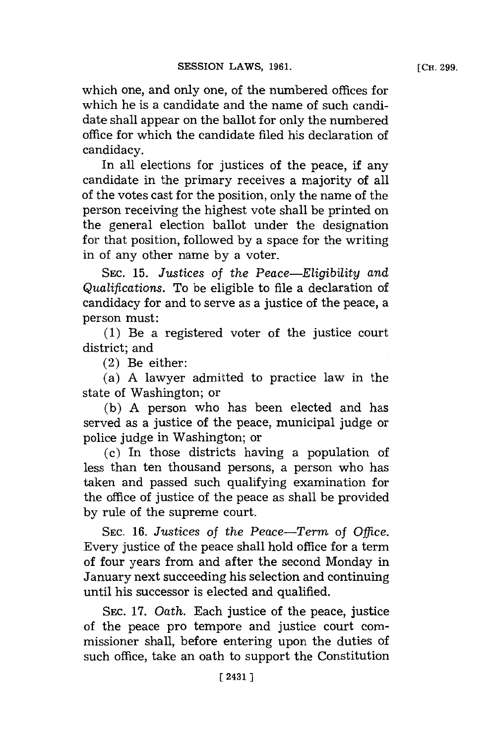which one, and only one, of the numbered offices for which he is a candidate and the name of such candidate shall appear on the ballot for only the numbered office for which the candidate filed his declaration of candidacy.

In all elections for justices of the peace, if any candidate in the primary receives a majority of all of the votes cast for the position, only the name of the person receiving the highest vote shall be printed on the general election ballot under the designation for that position, followed by a space for the writing in of any other name by a voter.

SEC. 15. *Justices of the Peace—Eligibility and Qualifications.* To be eligible to file a declaration of candidacy for and to serve as a justice of the peace, a person must:

(1) Be a registered voter of the justice court district; and

(2) Be either:

(a) A lawyer admitted to practice law in the state of Washington; or

(b) A person who has been elected and has served as a justice of the peace, municipal judge or police judge in Washington; or

(c) In those districts having a population of less than ten thousand persons, a person who has taken and passed such qualifying examination for the office of justice of the peace as shall be provided by rule of the supreme court.

SEC. 16. *Justices of the Peace—Term of Office.* Every justice of the peace shall hold office for a term of four years from and after the second Monday in January next succeeding his selection and continuing until his successor is elected and qualified.

SEC. 17. *Oath.* Each justice of the peace, justice of the peace pro tempore and justice court commissioner shall, before entering upon the duties of such office, take an oath to support the Constitution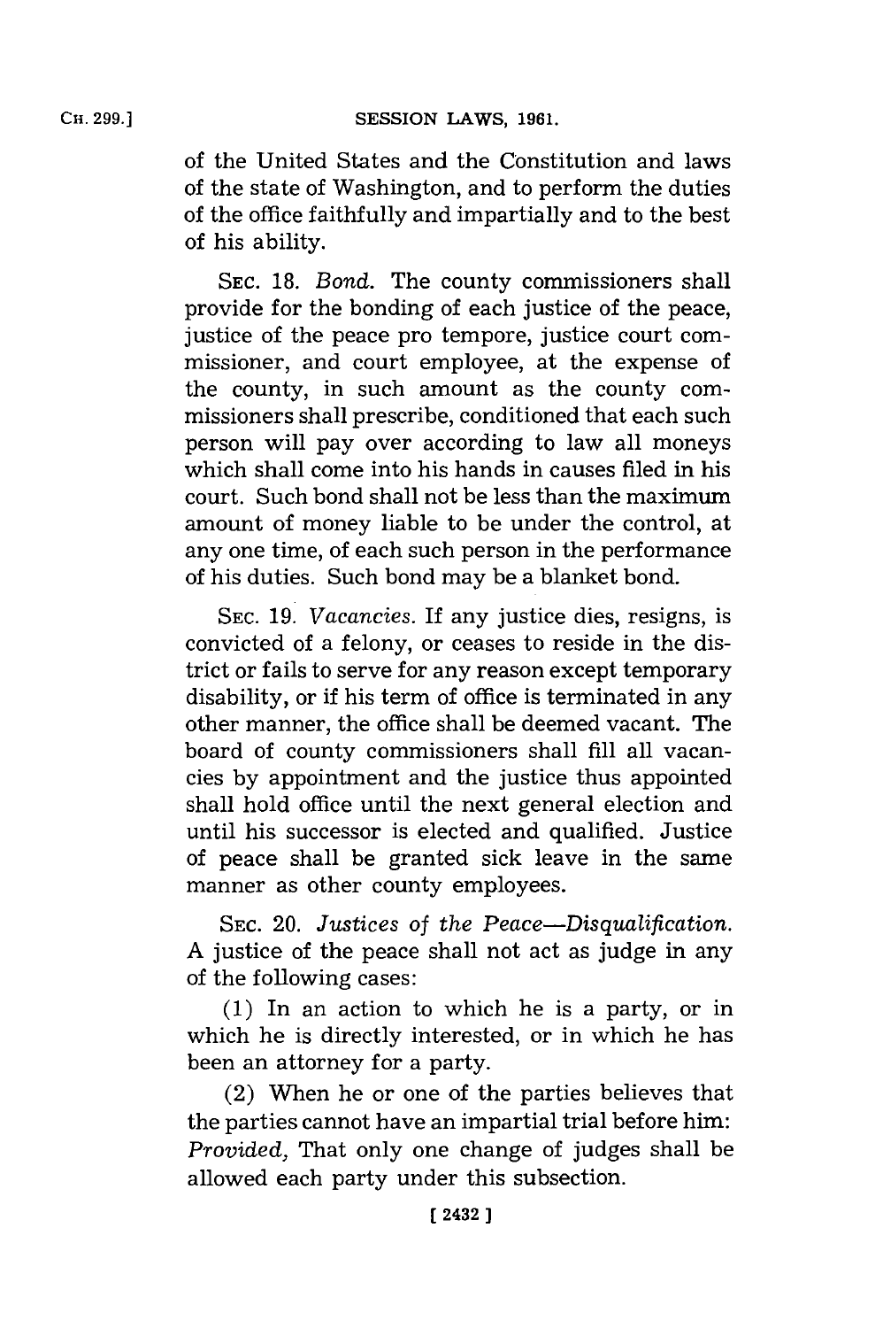of the United States and the Constitution and laws of the state of Washington, and to perform the duties of the office faithfully and impartially and to the best of his ability.

SEC. 18. *Bond.* The county commissioners shall provide for the bonding of each justice of the peace, justice of the peace pro tempore, justice court commissioner, and court employee, at the expense of the county, in such amount as the county commissioners shall prescribe, conditioned that each such person will pay over according to law all moneys which shall come into his hands in causes filed in his court. Such bond shall not be less than the maximum amount of money liable to be under the control, at any one time, of each such person in the performance of his duties. Such bond may be a blanket bond.

SEC. 19. *Vacancies.* If any justice dies, resigns, is convicted of a felony, or ceases to reside in the district or fails to serve for any reason except temporary disability, or if his term of office is terminated in any other manner, the office shall be deemed vacant. The board of county commissioners shall fill all vacancies by appointment and the justice thus appointed shall hold office until the next general election and until his successor is elected and qualified. Justice of peace shall be granted sick leave in the same manner as other county employees.

SEC. 20. *Justices of the Peace—Disqualification.* A justice of the peace shall not act as judge in any of the following cases:

(1) In an action to which he is a party, or in which he is directly interested, or in which he has been an attorney for a party.

(2) When he or one of the parties believes that the parties cannot have an impartial trial before him: *Provided,* That only one change of judges shall be allowed each party under this subsection.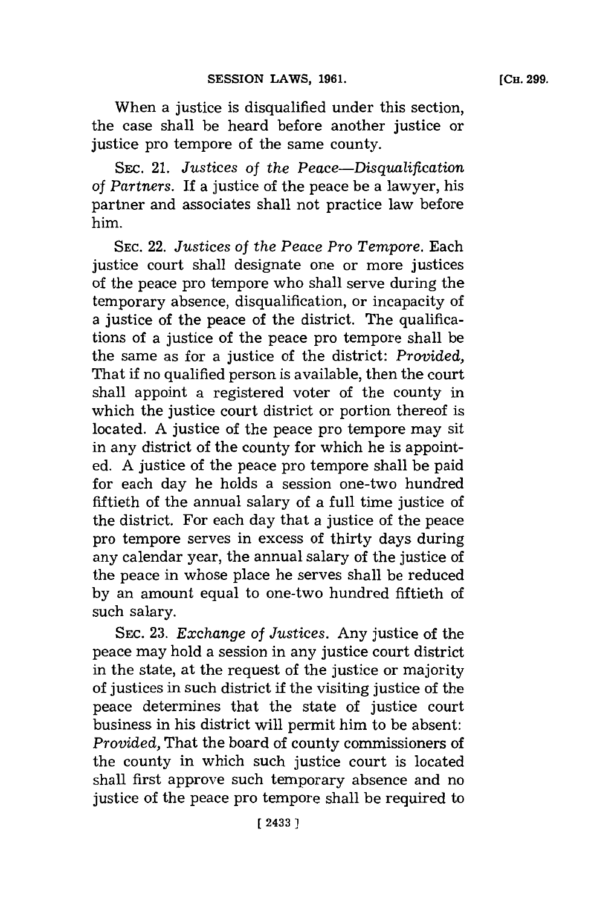When a justice is disqualified under this section, the case shall be heard before another justice or justice pro tempore of the same county.

SEC. 21. *Justices of the Peace—Disqualification of Partners.* If a justice of the peace be a lawyer, his partner and associates shall not practice law before him.

SEC. 22. *Justices of the Peace Pro Tempore.* Each justice court shall designate one or more justices of the peace pro tempore who shall serve during the temporary absence, disqualification, or incapacity of a justice of the peace of the district. The qualifications of a justice of the peace pro tempore shall be the same as for a justice of the district: *Provided,* That if no qualified person is available, then the court shall appoint a registered voter of the county in which the justice court district or portion thereof is located. A justice of the peace pro tempore may sit in any district of the county for which he is appointed. A justice of the peace pro tempore shall be paid for each day he holds a session one-two hundred fiftieth of the annual salary of a full time justice of the district. For each day that a justice of the peace pro tempore serves in excess of thirty days during any calendar year, the annual salary of the justice of the peace in whose place he serves shall be reduced by an amount equal to one-two hundred fiftieth of such salary.

SEC. 23. *Exchange of Justices.* Any justice of the peace may hold a session in any justice court district in the state, at the request of the justice or majority of justices in such district if the visiting justice of the peace determines that the state of justice court business in his district will permit him to be absent: *Provided,* That the board of county commissioners of the county in which such justice court is located shall first approve such temporary absence and no justice of the peace pro tempore shall be required to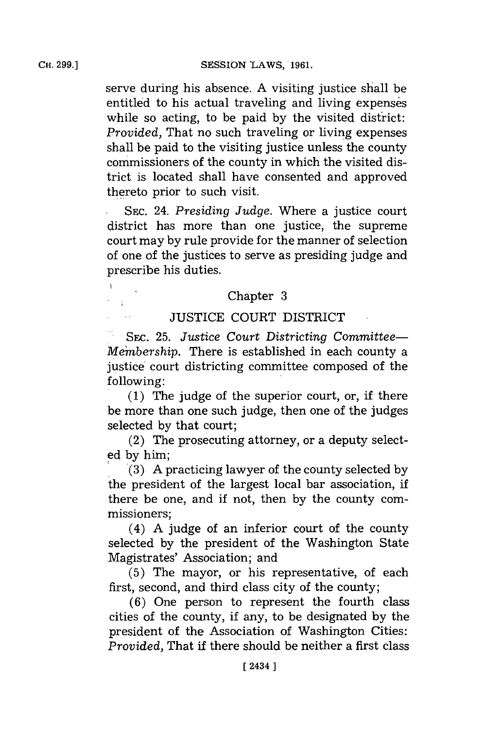serve during his absence. A visiting justice shall be entitled to his actual traveling and living expenses while so acting, to be paid by the visited district: *Provided,* That no such traveling or living expenses shall be paid to the visiting justice unless the county commissioners of the county in which the visited district is located shall have consented and approved thereto prior to such visit.

SEC. 24. *Presiding Judge.* Where a justice court district has more than one justice, the supreme court may by rule provide for the manner of selection of one of the justices to serve as presiding judge and prescribe his duties.

## Chapter 3

## JUSTICE COURT DISTRICT

SEC. 25. *Justice Court Districting Committee—Membership.* There is established in each county a justice court districting committee composed of the following:

(1) The judge of the superior court, or, if there be more than one such judge, then one of the judges selected by that court;

(2) The prosecuting attorney, or a deputy selected by him;

(3) A practicing lawyer of the county selected by the president of the largest local bar association, if there be one, and if not, then by the county commissioners;

(4) A judge of an inferior court of the county selected by the president of the Washington State Magistrates' Association; and

(5) The mayor, or his representative, of each first, second, and third class city of the county;

(6) One person to represent the fourth class cities of the county, if any, to be designated by the president of the Association of Washington Cities: *Provided,* That if there should be neither a first class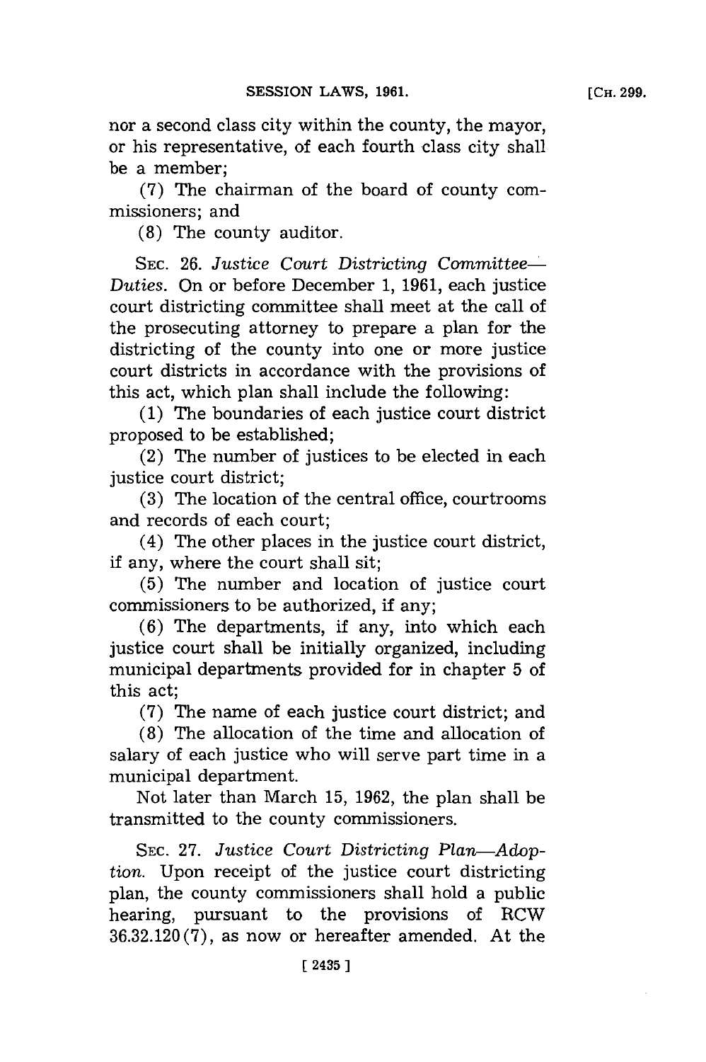nor a second class city within the county, the mayor, or his representative, of each fourth class city shall be a member;

(7) The chairman of the board of county commissioners; and

(8) The county auditor.

SEC. 26. *Justice Court Districting Committee—Duties.* On or before December 1, 1961, each justice court districting committee shall meet at the call of the prosecuting attorney to prepare a plan for the districting of the county into one or more justice court districts in accordance with the provisions of this act, which plan shall include the following:

(1) The boundaries of each justice court district proposed to be established;

(2) The number of justices to be elected in each justice court district;

(3) The location of the central office, courtrooms and records of each court;

(4) The other places in the justice court district, if any, where the court shall sit;

(5) The number and location of justice court commissioners to be authorized, if any;

(6) The departments, if any, into which each justice court shall be initially organized, including municipal departments provided for in chapter 5 of this act;

(7) The name of each justice court district; and

(8) The allocation of the time and allocation of salary of each justice who will serve part time in a municipal department.

Not later than March 15, 1962, the plan shall be transmitted to the county commissioners.

SEC. 27. *Justice Court Districting Plan—Adoption.* Upon receipt of the justice court districting plan, the county commissioners shall hold a public hearing, pursuant to the provisions of RCW 36.32.120(7), as now or hereafter amended. At the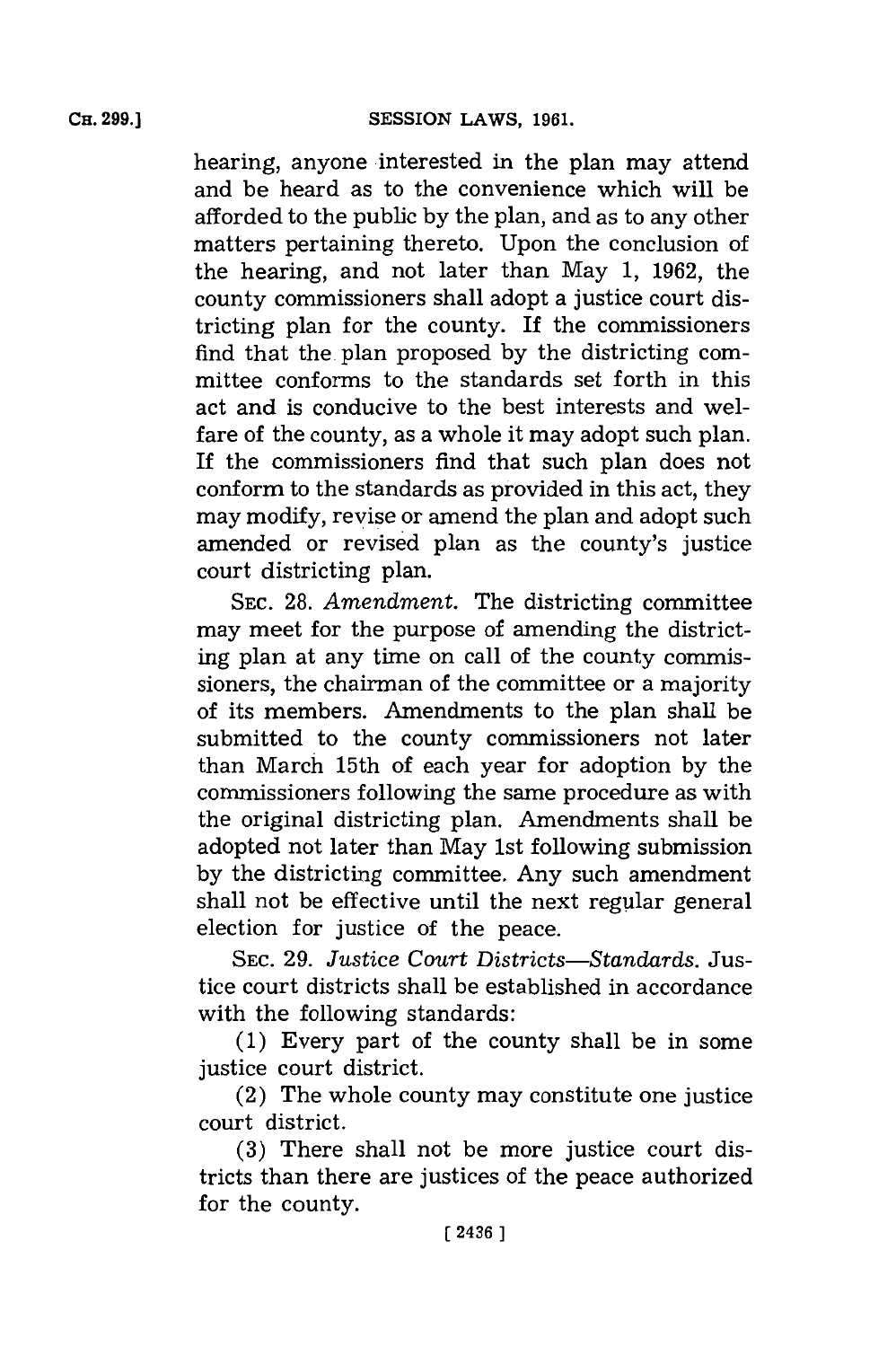hearing, anyone interested in the plan may attend and be heard as to the convenience which will be afforded to the public by the plan, and as to any other matters pertaining thereto. Upon the conclusion of the hearing, and not later than May 1, 1962, the county commissioners shall adopt a justice court districting plan for the county. If the commissioners find that the plan proposed by the districting committee conforms to the standards set forth in this act and is conducive to the best interests and welfare of the county, as a whole it may adopt such plan. If the commissioners find that such plan does not conform to the standards as provided in this act, they may modify, revise or amend the plan and adopt such amended or revised plan as the county's justice court districting plan.

SEC. 28. *Amendment.* The districting committee may meet for the purpose of amending the districting plan at any time on call of the county commissioners, the chairman of the committee or a majority of its members. Amendments to the plan shall be submitted to the county commissioners not later than March 15th of each year for adoption by the commissioners following the same procedure as with the original districting plan. Amendments shall be adopted not later than May 1st following submission by the districting committee. Any such amendment shall not be effective until the next regular general election for justice of the peace.

SEC. 29. *Justice Court Districts—Standards.* Justice court districts shall be established in accordance with the following standards:

(1) Every part of the county shall be in some justice court district.

(2) The whole county may constitute one justice court district.

(3) There shall not be more justice court districts than there are justices of the peace authorized for the county.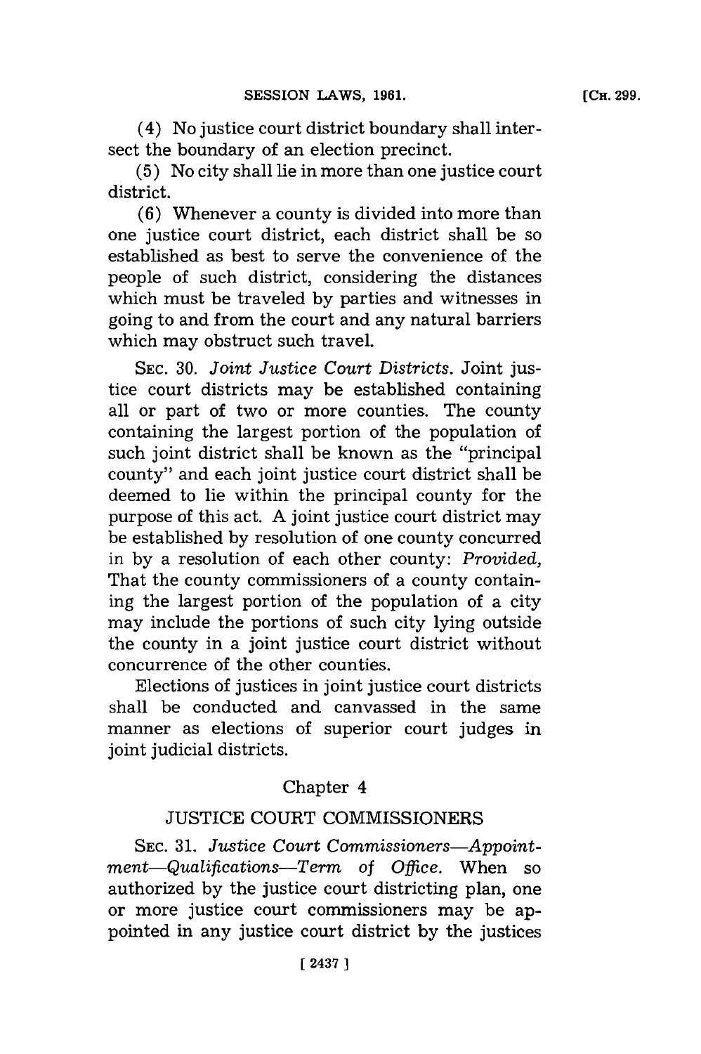(4) No justice court district boundary shall intersect the boundary of an election precinct.

(5) No city shall lie in more than one justice court district.

(6) Whenever a county is divided into more than one justice court district, each district shall be so established as best to serve the convenience of the people of such district, considering the distances which must be traveled by parties and witnesses in going to and from the court and any natural barriers which may obstruct such travel.

SEC. 30. *Joint Justice Court Districts.* Joint justice court districts may be established containing all or part of two or more counties. The county containing the largest portion of the population of such joint district shall be known as the "principal county" and each joint justice court district shall be deemed to lie within the principal county for the purpose of this act. A joint justice court district may be established by resolution of one county concurred in by a resolution of each other county: *Provided,* That the county commissioners of a county containing the largest portion of the population of a city may include the portions of such city lying outside the county in a joint justice court district without concurrence of the other counties.

Elections of justices in joint justice court districts shall be conducted and canvassed in the same manner as elections of superior court judges in joint judicial districts.

## Chapter 4

## JUSTICE COURT COMMISSIONERS

SEC. 31. *Justice Court Commissioners—Appointment—Qualifications—Term of Office.* When so authorized by the justice court districting plan, one or more justice court commissioners may be appointed in any justice court district by the justices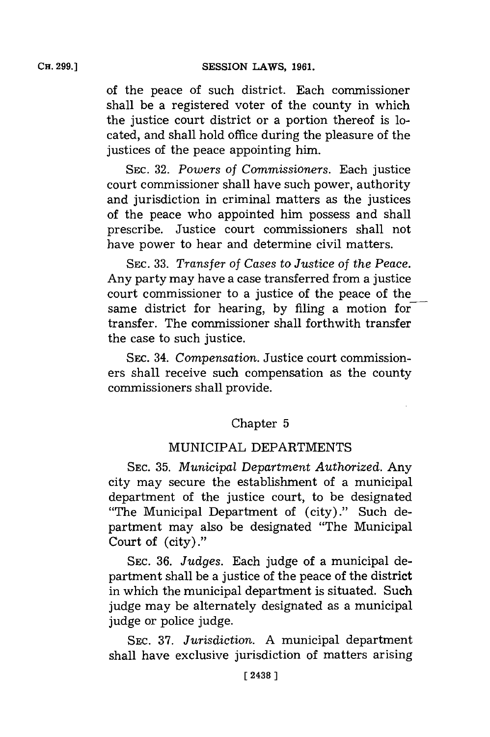of the peace of such district. Each commissioner shall be a registered voter of the county in which the justice court district or a portion thereof is located, and shall hold office during the pleasure of the justices of the peace appointing him.

SEC. 32. *Powers of Commissioners.* Each justice court commissioner shall have such power, authority and jurisdiction in criminal matters as the justices of the peace who appointed him possess and shall prescribe. Justice court commissioners shall not have power to hear and determine civil matters.

SEC. 33. *Transfer of Cases to Justice of the Peace.* Any party may have a case transferred from a justice court commissioner to a justice of the peace of the same district for hearing, by filing a motion for transfer. The commissioner shall forthwith transfer the case to such justice.

SEC. 34. *Compensation.* Justice court commissioners shall receive such compensation as the county commissioners shall provide.

## Chapter 5

## MUNICIPAL DEPARTMENTS

SEC. 35. *Municipal Department Authorized.* Any city may secure the establishment of a municipal department of the justice court, to be designated "The Municipal Department of (city)." Such department may also be designated "The Municipal Court of (city)."

SEC. 36. *Judges.* Each judge of a municipal department shall be a justice of the peace of the district in which the municipal department is situated. Such judge may be alternately designated as a municipal judge or police judge.

SEC. 37. *Jurisdiction.* A municipal department shall have exclusive jurisdiction of matters arising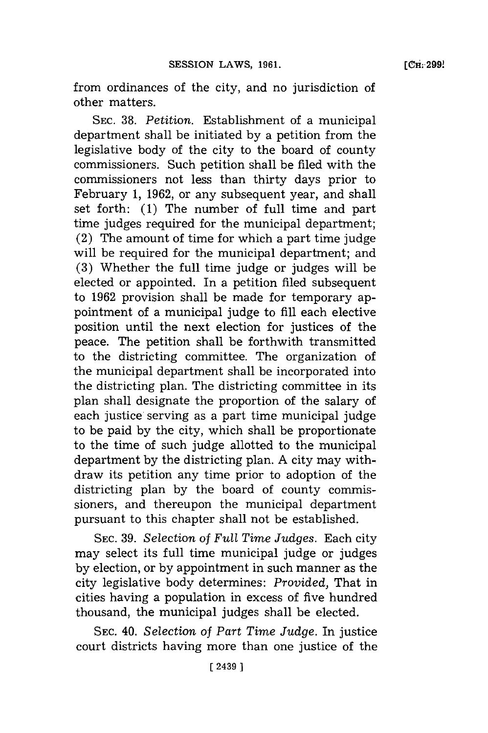from ordinances of the city, and no jurisdiction of other matters.

SEC. 38. *Petition.* Establishment of a municipal department shall be initiated by a petition from the legislative body of the city to the board of county commissioners. Such petition shall be filed with the commissioners not less than thirty days prior to February 1, 1962, or any subsequent year, and shall set forth: (1) The number of full time and part time judges required for the municipal department; (2) The amount of time for which a part time judge will be required for the municipal department; and (3) Whether the full time judge or judges will be elected or appointed. In a petition filed subsequent to 1962 provision shall be made for temporary appointment of a municipal judge to fill each elective position until the next election for justices of the peace. The petition shall be forthwith transmitted to the districting committee. The organization of the municipal department shall be incorporated into the districting plan. The districting committee in its plan shall designate the proportion of the salary of each justice serving as a part time municipal judge to be paid by the city, which shall be proportionate to the time of such judge allotted to the municipal department by the districting plan. A city may withdraw its petition any time prior to adoption of the districting plan by the board of county commissioners, and thereupon the municipal department pursuant to this chapter shall not be established.

SEC. 39. *Selection of Full Time Judges.* Each city may select its full time municipal judge or judges by election, or by appointment in such manner as the city legislative body determines: *Provided,* That in cities having a population in excess of five hundred thousand, the municipal judges shall be elected.

SEC. 40. *Selection of Part Time Judge.* In justice court districts having more than one justice of the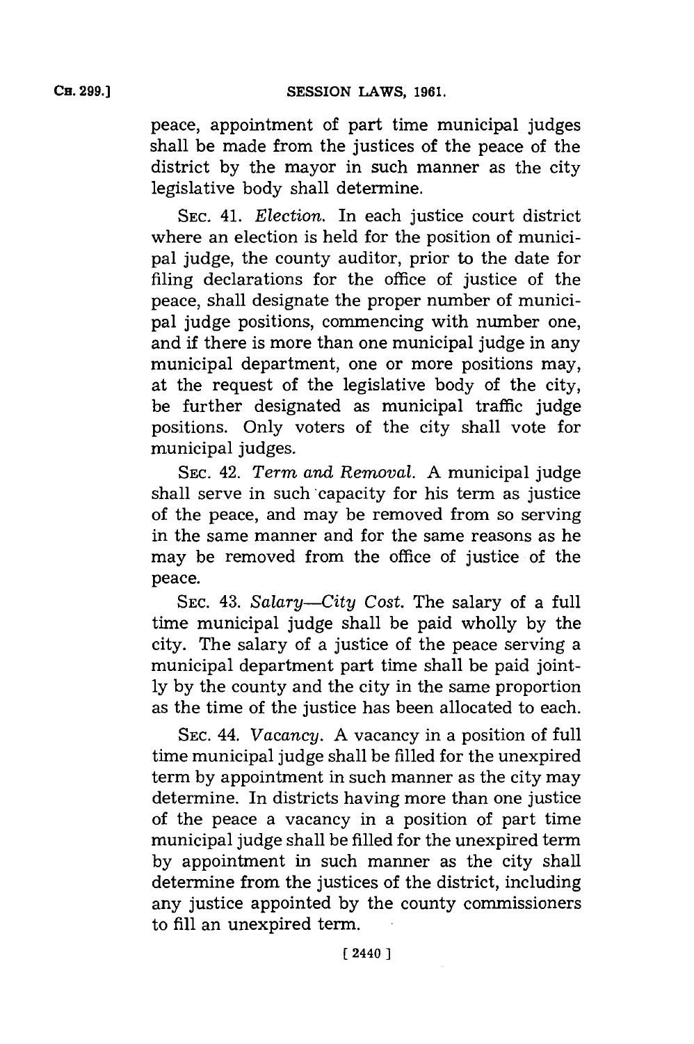peace, appointment of part time municipal judges shall be made from the justices of the peace of the district by the mayor in such manner as the city legislative body shall determine.

SEC. 41. *Election.* In each justice court district where an election is held for the position of municipal judge, the county auditor, prior to the date for filing declarations for the office of justice of the peace, shall designate the proper number of municipal judge positions, commencing with number one, and if there is more than one municipal judge in any municipal department, one or more positions may, at the request of the legislative body of the city, be further designated as municipal traffic judge positions. Only voters of the city shall vote for municipal judges.

SEC. 42. *Term and Removal.* A municipal judge shall serve in such capacity for his term as justice of the peace, and may be removed from so serving in the same manner and for the same reasons as he may be removed from the office of justice of the peace.

SEC. 43. *Salary—City Cost.* The salary of a full time municipal judge shall be paid wholly by the city. The salary of a justice of the peace serving a municipal department part time shall be paid jointly by the county and the city in the same proportion as the time of the justice has been allocated to each.

SEC. 44. *Vacancy.* A vacancy in a position of full time municipal judge shall be filled for the unexpired term by appointment in such manner as the city may determine. In districts having more than one justice of the peace a vacancy in a position of part time municipal judge shall be filled for the unexpired term by appointment in such manner as the city shall determine from the justices of the district, including any justice appointed by the county commissioners to fill an unexpired term.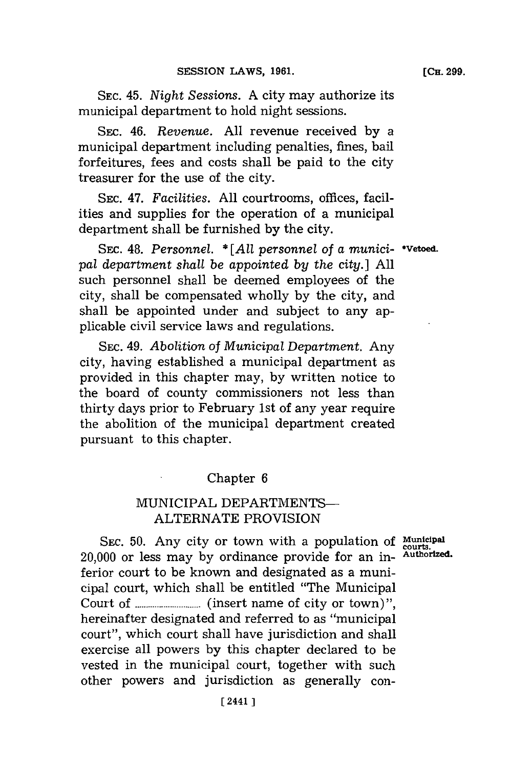SEC. 45. *Night Sessions.* A city may authorize its municipal department to hold night sessions.

SEC. 46. *Revenue.* All revenue received by a municipal department including penalties, fines, bail forfeitures, fees and costs shall be paid to the city treasurer for the use of the city.

SEC. 47. *Facilities.* All courtrooms, offices, facilities and supplies for the operation of a municipal department shall be furnished by the city.

SEC. 48. *Personnel.* *[*All personnel of a municipal department shall be appointed by the city.*] All such personnel shall be deemed employees of the city, shall be compensated wholly by the city, and shall be appointed under and subject to any applicable civil service laws and regulations.

*Vetoed.

SEC. 49. *Abolition of Municipal Department.* Any city, having established a municipal department as provided in this chapter may, by written notice to the board of county commissioners not less than thirty days prior to February 1st of any year require the abolition of the municipal department created pursuant to this chapter.

## Chapter 6

## MUNICIPAL DEPARTMENTS— ALTERNATE PROVISION

**Municipal courts. Authorized.**

SEC. 50. Any city or town with a population of 20,000 or less may by ordinance provide for an inferior court to be known and designated as a municipal court, which shall be entitled "The Municipal Court of .................... (insert name of city or town)", hereinafter designated and referred to as "municipal court", which court shall have jurisdiction and shall exercise all powers by this chapter declared to be vested in the municipal court, together with such other powers and jurisdiction as generally con-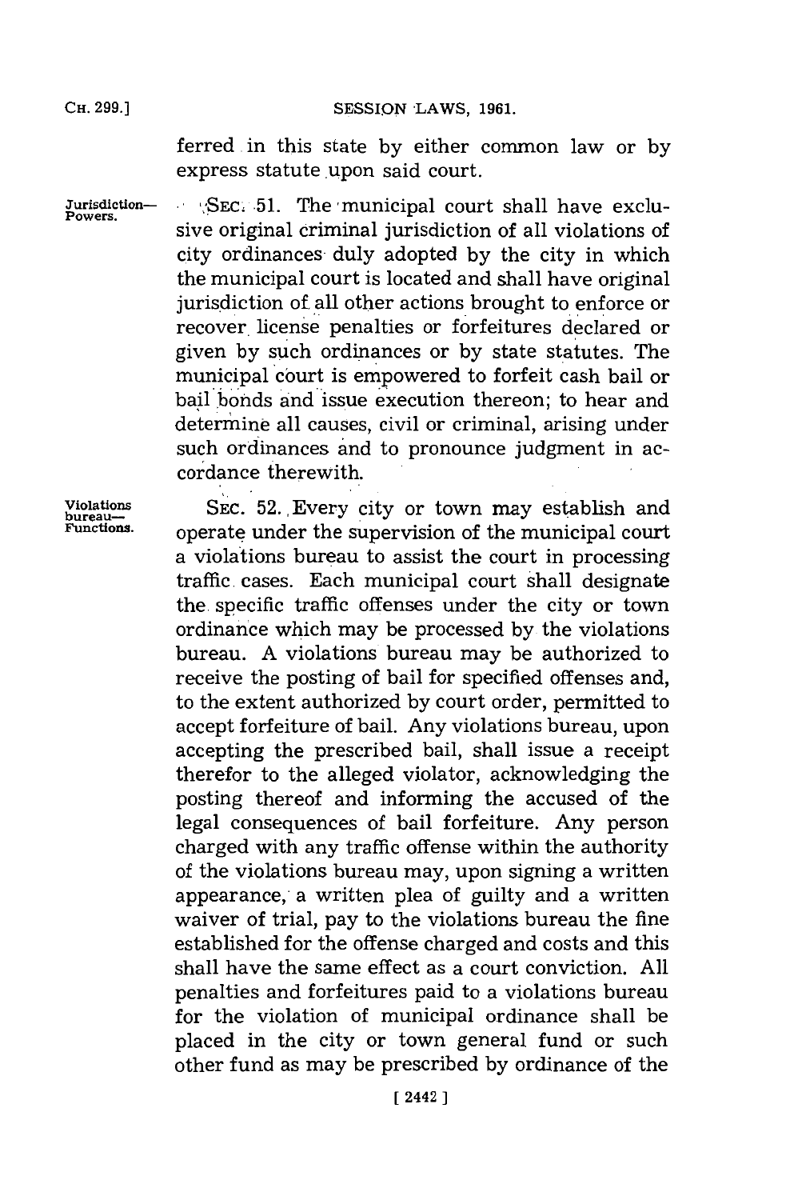ferred in this state by either common law or by express statute upon said court.

**Jurisdiction—Powers.** SEC. 51. The municipal court shall have exclusive original criminal jurisdiction of all violations of city ordinances duly adopted by the city in which the municipal court is located and shall have original jurisdiction of all other actions brought to enforce or recover license penalties or forfeitures declared or given by such ordinances or by state statutes. The municipal court is empowered to forfeit cash bail or bail bonds and issue execution thereon; to hear and determine all causes, civil or criminal, arising under such ordinances and to pronounce judgment in accordance therewith.

**Violations bureau—Functions.** SEC. 52. Every city or town may establish and operate under the supervision of the municipal court a violations bureau to assist the court in processing traffic cases. Each municipal court shall designate the specific traffic offenses under the city or town ordinance which may be processed by the violations bureau. A violations bureau may be authorized to receive the posting of bail for specified offenses and, to the extent authorized by court order, permitted to accept forfeiture of bail. Any violations bureau, upon accepting the prescribed bail, shall issue a receipt therefor to the alleged violator, acknowledging the posting thereof and informing the accused of the legal consequences of bail forfeiture. Any person charged with any traffic offense within the authority of the violations bureau may, upon signing a written appearance, a written plea of guilty and a written waiver of trial, pay to the violations bureau the fine established for the offense charged and costs and this shall have the same effect as a court conviction. All penalties and forfeitures paid to a violations bureau for the violation of municipal ordinance shall be placed in the city or town general fund or such other fund as may be prescribed by ordinance of the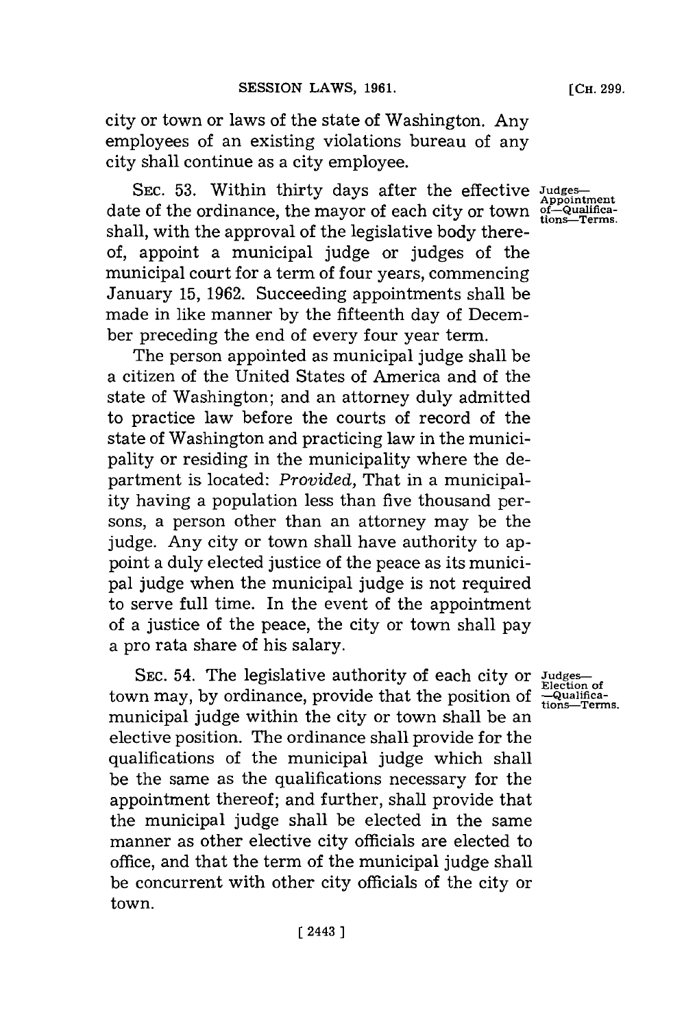city or town or laws of the state of Washington. Any employees of an existing violations bureau of any city shall continue as a city employee.

SEC. 53. Within thirty days after the effective date of the ordinance, the mayor of each city or town shall, with the approval of the legislative body thereof, appoint a municipal judge or judges of the municipal court for a term of four years, commencing January 15, 1962. Succeeding appointments shall be made in like manner by the fifteenth day of December preceding the end of every four year term.

Judges—Appointment of—Qualifications—Terms.

The person appointed as municipal judge shall be a citizen of the United States of America and of the state of Washington; and an attorney duly admitted to practice law before the courts of record of the state of Washington and practicing law in the municipality or residing in the municipality where the department is located: *Provided,* That in a municipality having a population less than five thousand persons, a person other than an attorney may be the judge. Any city or town shall have authority to appoint a duly elected justice of the peace as its municipal judge when the municipal judge is not required to serve full time. In the event of the appointment of a justice of the peace, the city or town shall pay a pro rata share of his salary.

SEC. 54. The legislative authority of each city or town may, by ordinance, provide that the position of municipal judge within the city or town shall be an elective position. The ordinance shall provide for the qualifications of the municipal judge which shall be the same as the qualifications necessary for the appointment thereof; and further, shall provide that the municipal judge shall be elected in the same manner as other elective city officials are elected to office, and that the term of the municipal judge shall be concurrent with other city officials of the city or town.

Judges—Election of—Qualifications—Terms.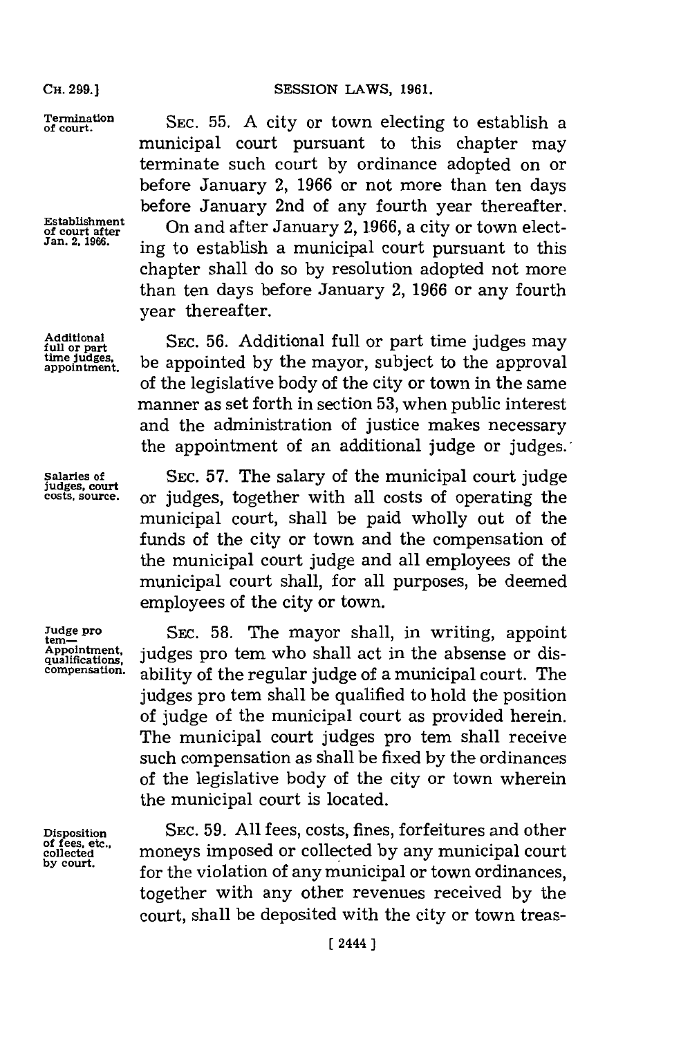**Termination of court.**

SEC. 55. A city or town electing to establish a municipal court pursuant to this chapter may terminate such court by ordinance adopted on or before January 2, 1966 or not more than ten days before January 2nd of any fourth year thereafter.

**Establishment of court after Jan. 2, 1966.**

On and after January 2, 1966, a city or town electing to establish a municipal court pursuant to this chapter shall do so by resolution adopted not more than ten days before January 2, 1966 or any fourth year thereafter.

**Additional full or part time judges, appointment.**

SEC. 56. Additional full or part time judges may be appointed by the mayor, subject to the approval of the legislative body of the city or town in the same manner as set forth in section 53, when public interest and the administration of justice makes necessary the appointment of an additional judge or judges.

**Salaries of judges, court costs, source.**

SEC. 57. The salary of the municipal court judge or judges, together with all costs of operating the municipal court, shall be paid wholly out of the funds of the city or town and the compensation of the municipal court judge and all employees of the municipal court shall, for all purposes, be deemed employees of the city or town.

**Judge pro tem—Appointment, qualifications, compensation.**

SEC. 58. The mayor shall, in writing, appoint judges pro tem who shall act in the absense or disability of the regular judge of a municipal court. The judges pro tem shall be qualified to hold the position of judge of the municipal court as provided herein. The municipal court judges pro tem shall receive such compensation as shall be fixed by the ordinances of the legislative body of the city or town wherein the municipal court is located.

**Disposition of fees, etc., collected by court.**

SEC. 59. All fees, costs, fines, forfeitures and other moneys imposed or collected by any municipal court for the violation of any municipal or town ordinances, together with any other revenues received by the court, shall be deposited with the city or town treas-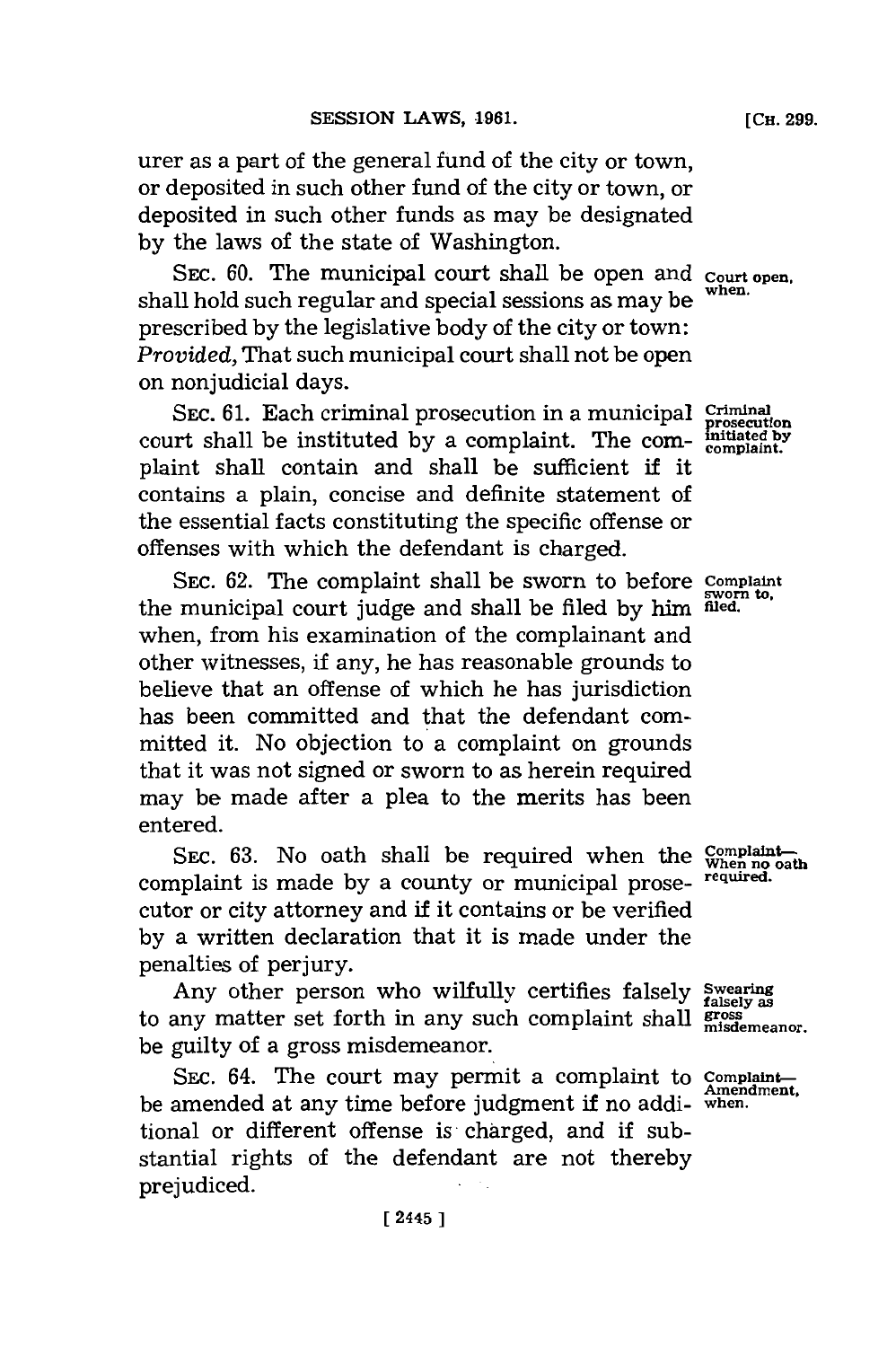urer as a part of the general fund of the city or town, or deposited in such other fund of the city or town, or deposited in such other funds as may be designated by the laws of the state of Washington.

SEC. 60. The municipal court shall be open and shall hold such regular and special sessions as may be prescribed by the legislative body of the city or town: *Provided,* That such municipal court shall not be open on nonjudicial days.

Court open, when.

SEC. 61. Each criminal prosecution in a municipal court shall be instituted by a complaint. The complaint shall contain and shall be sufficient if it contains a plain, concise and definite statement of the essential facts constituting the specific offense or offenses with which the defendant is charged.

Criminal prosecution initiated by complaint.

SEC. 62. The complaint shall be sworn to before the municipal court judge and shall be filed by him when, from his examination of the complainant and other witnesses, if any, he has reasonable grounds to believe that an offense of which he has jurisdiction has been committed and that the defendant committed it. No objection to a complaint on grounds that it was not signed or sworn to as herein required may be made after a plea to the merits has been entered.

Complaint sworn to, filed.

SEC. 63. No oath shall be required when the complaint is made by a county or municipal prosecutor or city attorney and if it contains or be verified by a written declaration that it is made under the penalties of perjury.

Complaint—When no oath required.

Any other person who wilfully certifies falsely to any matter set forth in any such complaint shall be guilty of a gross misdemeanor.

Swearing falsely as gross misdemeanor.

SEC. 64. The court may permit a complaint to be amended at any time before judgment if no additional or different offense is charged, and if substantial rights of the defendant are not thereby prejudiced.

Complaint—Amendment, when.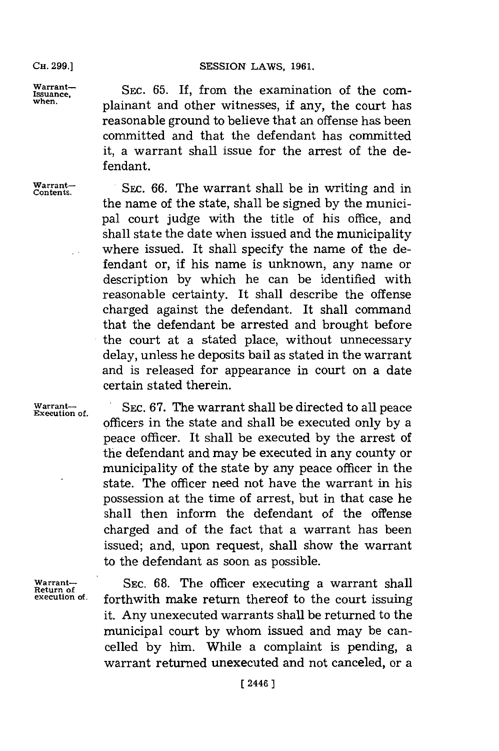**Warrant—Issuance, when.** SEC. 65. If, from the examination of the complainant and other witnesses, if any, the court has reasonable ground to believe that an offense has been committed and that the defendant has committed it, a warrant shall issue for the arrest of the defendant.

**Warrant—Contents.** SEC. 66. The warrant shall be in writing and in the name of the state, shall be signed by the municipal court judge with the title of his office, and shall state the date when issued and the municipality where issued. It shall specify the name of the defendant or, if his name is unknown, any name or description by which he can be identified with reasonable certainty. It shall describe the offense charged against the defendant. It shall command that the defendant be arrested and brought before the court at a stated place, without unnecessary delay, unless he deposits bail as stated in the warrant and is released for appearance in court on a date certain stated therein.

**Warrant—Execution of.** SEC. 67. The warrant shall be directed to all peace officers in the state and shall be executed only by a peace officer. It shall be executed by the arrest of the defendant and may be executed in any county or municipality of the state by any peace officer in the state. The officer need not have the warrant in his possession at the time of arrest, but in that case he shall then inform the defendant of the offense charged and of the fact that a warrant has been issued; and, upon request, shall show the warrant to the defendant as soon as possible.

**Warrant—Return of execution of.** SEC. 68. The officer executing a warrant shall forthwith make return thereof to the court issuing it. Any unexecuted warrants shall be returned to the municipal court by whom issued and may be cancelled by him. While a complaint is pending, a warrant returned unexecuted and not canceled, or a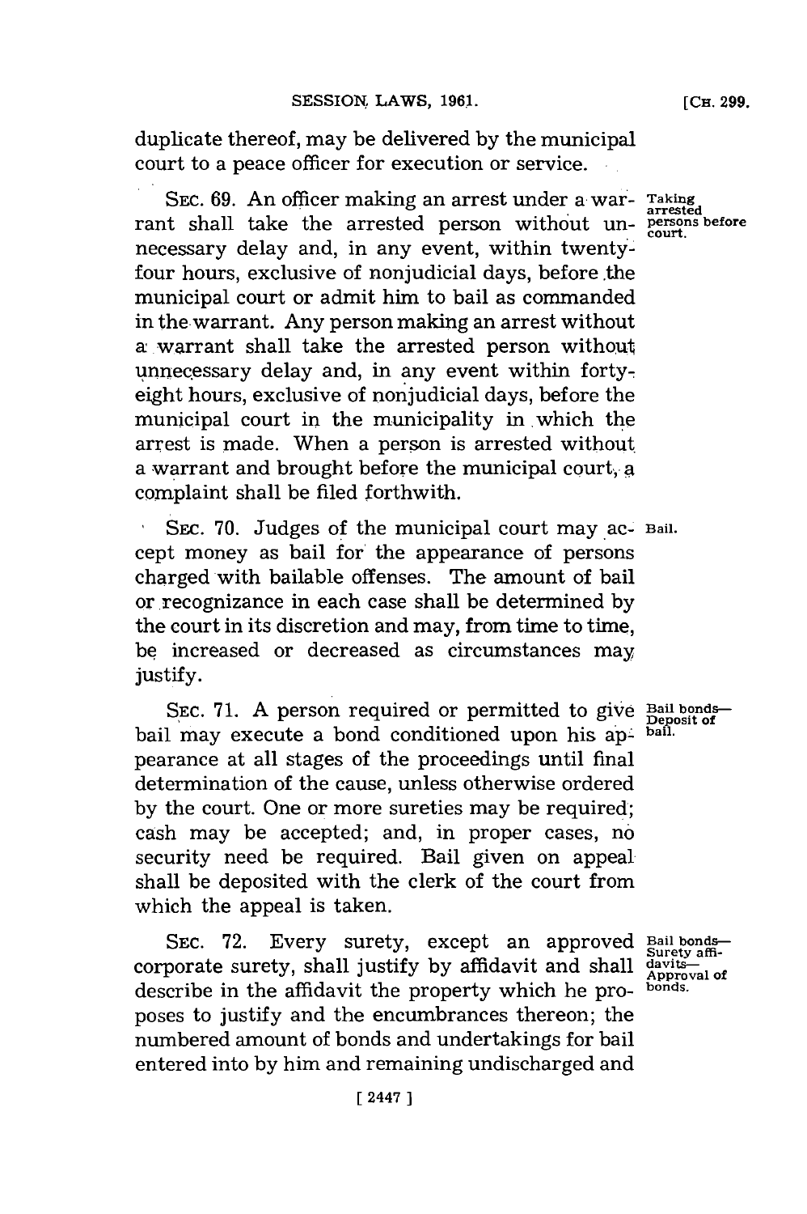duplicate thereof, may be delivered by the municipal court to a peace officer for execution or service.

SEC. 69. An officer making an arrest under a warrant shall take the arrested person without unnecessary delay and, in any event, within twenty-four hours, exclusive of nonjudicial days, before the municipal court or admit him to bail as commanded in the warrant. Any person making an arrest without a warrant shall take the arrested person without unnecessary delay and, in any event within forty-eight hours, exclusive of nonjudicial days, before the municipal court in the municipality in which the arrest is made. When a person is arrested without a warrant and brought before the municipal court, a complaint shall be filed forthwith.

Taking arrested persons before court.

SEC. 70. Judges of the municipal court may accept money as bail for the appearance of persons charged with bailable offenses. The amount of bail or recognizance in each case shall be determined by the court in its discretion and may, from time to time, be increased or decreased as circumstances may justify.

Bail.

SEC. 71. A person required or permitted to give bail may execute a bond conditioned upon his appearance at all stages of the proceedings until final determination of the cause, unless otherwise ordered by the court. One or more sureties may be required; cash may be accepted; and, in proper cases, no security need be required. Bail given on appeal shall be deposited with the clerk of the court from which the appeal is taken.

Bail bonds—Deposit of bail.

SEC. 72. Every surety, except an approved corporate surety, shall justify by affidavit and shall describe in the affidavit the property which he proposes to justify and the encumbrances thereon; the numbered amount of bonds and undertakings for bail entered into by him and remaining undischarged and

Bail bonds—Surety affidavits—Approval of bonds.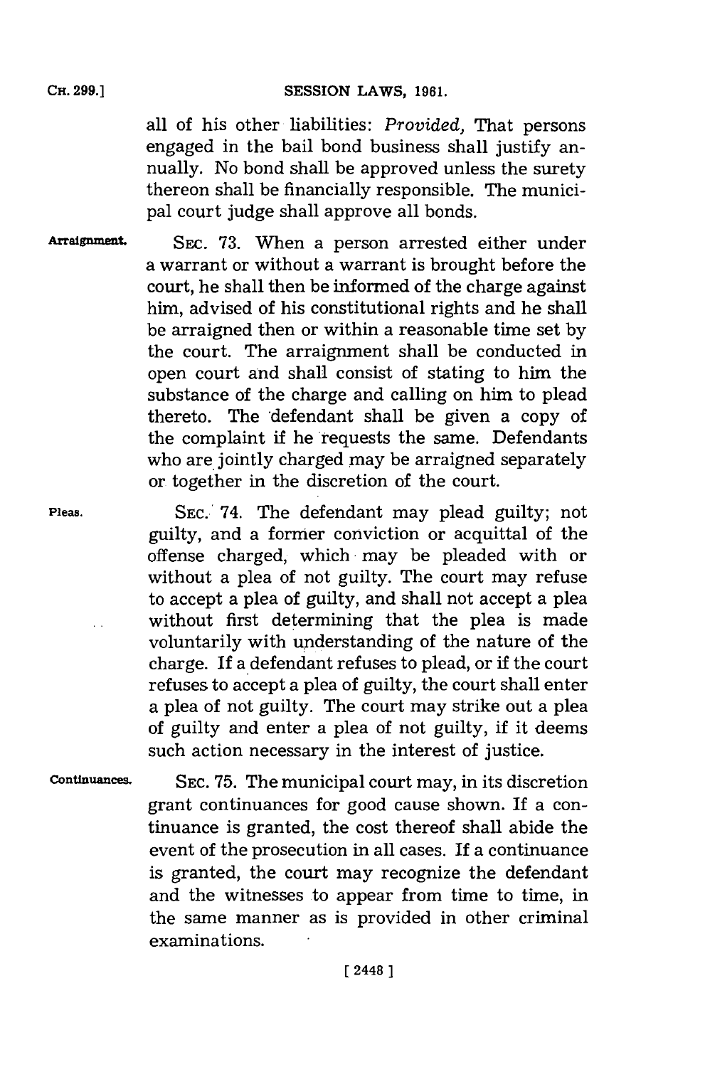all of his other liabilities: *Provided*, That persons engaged in the bail bond business shall justify annually. No bond shall be approved unless the surety thereon shall be financially responsible. The municipal court judge shall approve all bonds.

**Arraignment.** SEC. 73. When a person arrested either under a warrant or without a warrant is brought before the court, he shall then be informed of the charge against him, advised of his constitutional rights and he shall be arraigned then or within a reasonable time set by the court. The arraignment shall be conducted in open court and shall consist of stating to him the substance of the charge and calling on him to plead thereto. The defendant shall be given a copy of the complaint if he requests the same. Defendants who are jointly charged may be arraigned separately or together in the discretion of the court.

**Pleas.** SEC. 74. The defendant may plead guilty; not guilty, and a former conviction or acquittal of the offense charged, which may be pleaded with or without a plea of not guilty. The court may refuse to accept a plea of guilty, and shall not accept a plea without first determining that the plea is made voluntarily with understanding of the nature of the charge. If a defendant refuses to plead, or if the court refuses to accept a plea of guilty, the court shall enter a plea of not guilty. The court may strike out a plea of guilty and enter a plea of not guilty, if it deems such action necessary in the interest of justice.

**Continuances.** SEC. 75. The municipal court may, in its discretion grant continuances for good cause shown. If a continuance is granted, the cost thereof shall abide the event of the prosecution in all cases. If a continuance is granted, the court may recognize the defendant and the witnesses to appear from time to time, in the same manner as is provided in other criminal examinations.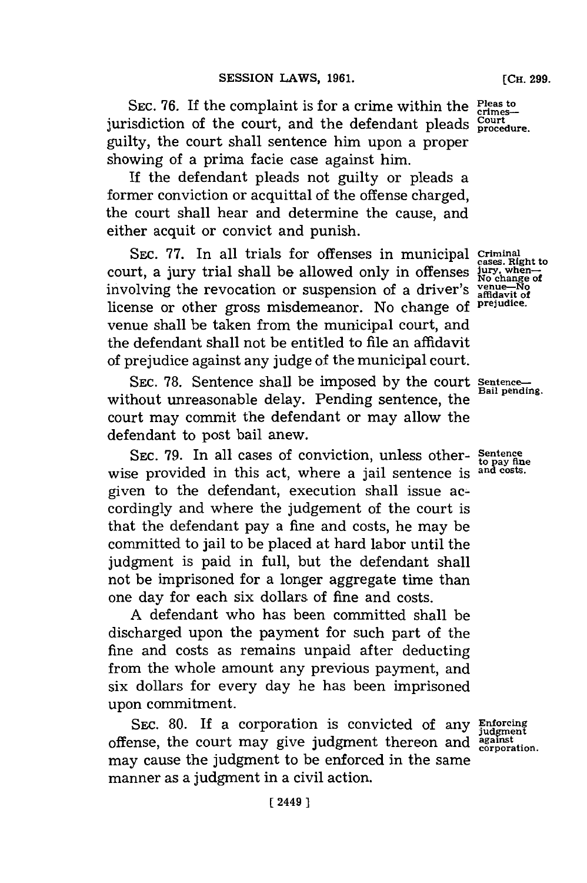SEC. 76. If the complaint is for a crime within the jurisdiction of the court, and the defendant pleads guilty, the court shall sentence him upon a proper showing of a prima facie case against him.

*Pleas to crimes—Court procedure.*

If the defendant pleads not guilty or pleads a former conviction or acquittal of the offense charged, the court shall hear and determine the cause, and either acquit or convict and punish.

SEC. 77. In all trials for offenses in municipal court, a jury trial shall be allowed only in offenses involving the revocation or suspension of a driver's license or other gross misdemeanor. No change of venue shall be taken from the municipal court, and the defendant shall not be entitled to file an affidavit of prejudice against any judge of the municipal court.

*Criminal cases. Right to jury, when—No change of venue—No affidavit of prejudice.*

SEC. 78. Sentence shall be imposed by the court without unreasonable delay. Pending sentence, the court may commit the defendant or may allow the defendant to post bail anew.

*Sentence—Bail pending.*

SEC. 79. In all cases of conviction, unless otherwise provided in this act, where a jail sentence is given to the defendant, execution shall issue accordingly and where the judgement of the court is that the defendant pay a fine and costs, he may be committed to jail to be placed at hard labor until the judgment is paid in full, but the defendant shall not be imprisoned for a longer aggregate time than one day for each six dollars of fine and costs.

*Sentence to pay fine and costs.*

A defendant who has been committed shall be discharged upon the payment for such part of the fine and costs as remains unpaid after deducting from the whole amount any previous payment, and six dollars for every day he has been imprisoned upon commitment.

SEC. 80. If a corporation is convicted of any offense, the court may give judgment thereon and may cause the judgment to be enforced in the same manner as a judgment in a civil action.

*Enforcing judgment against corporation.*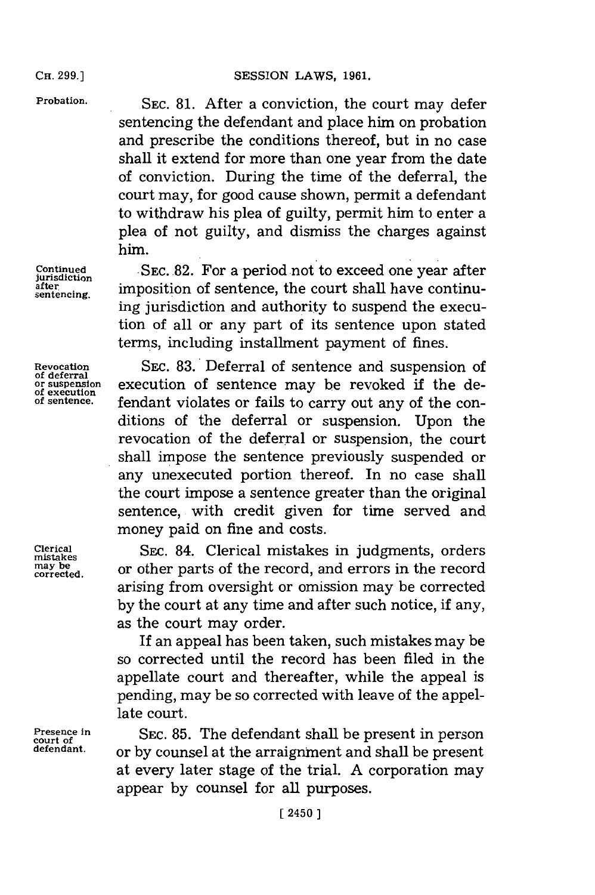**Probation.** SEC. 81. After a conviction, the court may defer sentencing the defendant and place him on probation and prescribe the conditions thereof, but in no case shall it extend for more than one year from the date of conviction. During the time of the deferral, the court may, for good cause shown, permit a defendant to withdraw his plea of guilty, permit him to enter a plea of not guilty, and dismiss the charges against him.

**Continued jurisdiction after sentencing.** SEC. 82. For a period not to exceed one year after imposition of sentence, the court shall have continuing jurisdiction and authority to suspend the execution of all or any part of its sentence upon stated terms, including installment payment of fines.

**Revocation of deferral or suspension of execution of sentence.** SEC. 83. Deferral of sentence and suspension of execution of sentence may be revoked if the defendant violates or fails to carry out any of the conditions of the deferral or suspension. Upon the revocation of the deferral or suspension, the court shall impose the sentence previously suspended or any unexecuted portion thereof. In no case shall the court impose a sentence greater than the original sentence, with credit given for time served and money paid on fine and costs.

**Clerical mistakes may be corrected.** SEC. 84. Clerical mistakes in judgments, orders or other parts of the record, and errors in the record arising from oversight or omission may be corrected by the court at any time and after such notice, if any, as the court may order.

If an appeal has been taken, such mistakes may be so corrected until the record has been filed in the appellate court and thereafter, while the appeal is pending, may be so corrected with leave of the appellate court.

**Presence in court of defendant.** SEC. 85. The defendant shall be present in person or by counsel at the arraignment and shall be present at every later stage of the trial. A corporation may appear by counsel for all purposes.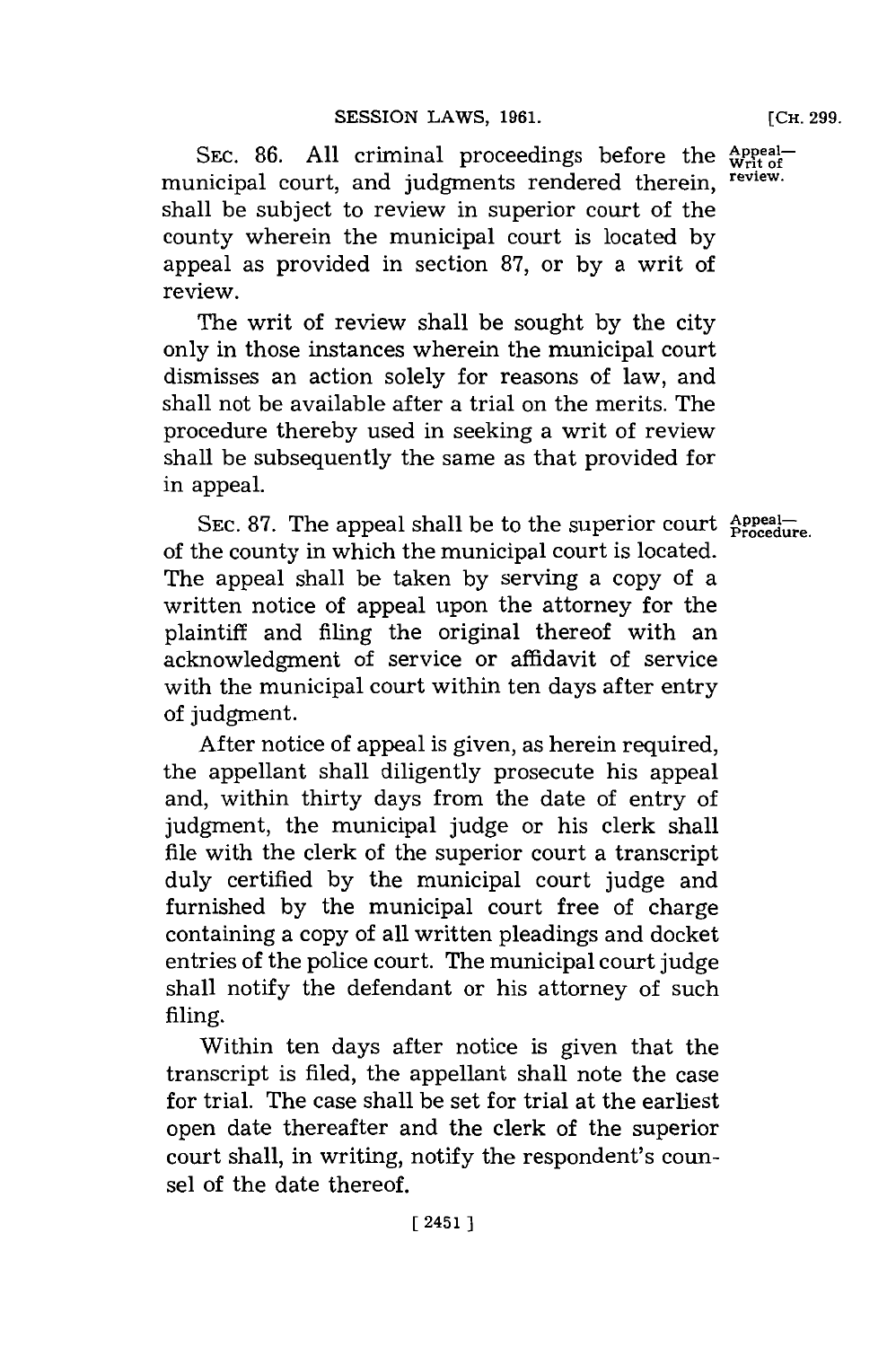SEC. 86. All criminal proceedings before the municipal court, and judgments rendered therein, shall be subject to review in superior court of the county wherein the municipal court is located by appeal as provided in section 87, or by a writ of review.

Appeal—Writ of review.

The writ of review shall be sought by the city only in those instances wherein the municipal court dismisses an action solely for reasons of law, and shall not be available after a trial on the merits. The procedure thereby used in seeking a writ of review shall be subsequently the same as that provided for in appeal.

SEC. 87. The appeal shall be to the superior court of the county in which the municipal court is located. The appeal shall be taken by serving a copy of a written notice of appeal upon the attorney for the plaintiff and filing the original thereof with an acknowledgment of service or affidavit of service with the municipal court within ten days after entry of judgment.

Appeal—Procedure.

After notice of appeal is given, as herein required, the appellant shall diligently prosecute his appeal and, within thirty days from the date of entry of judgment, the municipal judge or his clerk shall file with the clerk of the superior court a transcript duly certified by the municipal court judge and furnished by the municipal court free of charge containing a copy of all written pleadings and docket entries of the police court. The municipal court judge shall notify the defendant or his attorney of such filing.

Within ten days after notice is given that the transcript is filed, the appellant shall note the case for trial. The case shall be set for trial at the earliest open date thereafter and the clerk of the superior court shall, in writing, notify the respondent's counsel of the date thereof.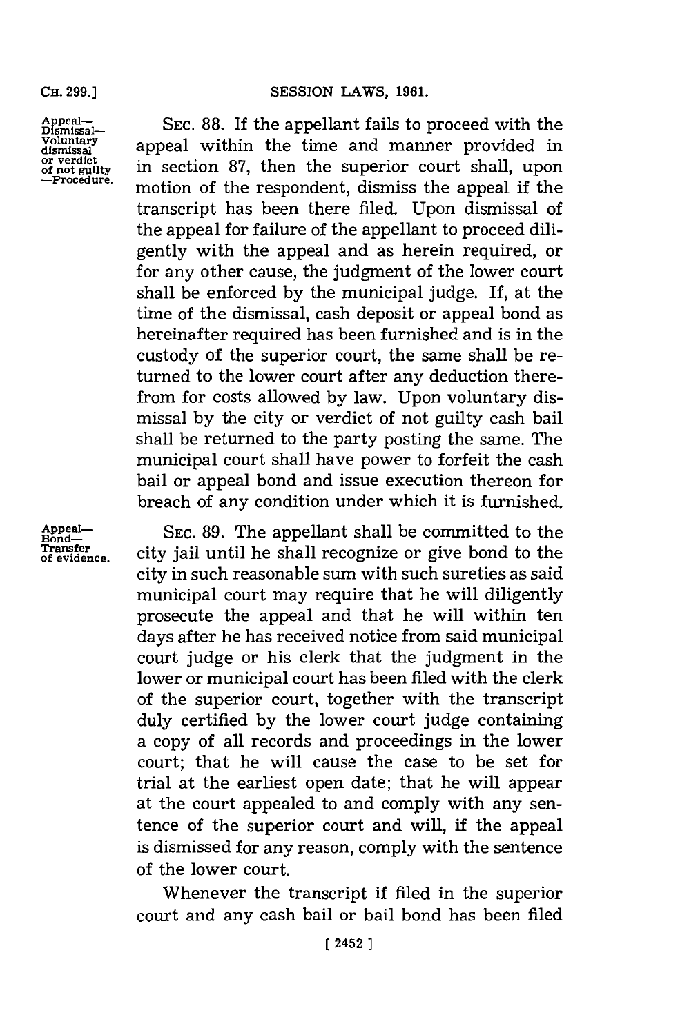**Appeal—Dismissal—Voluntary dismissal or verdict of not guilty—Procedure.**

SEC. 88. If the appellant fails to proceed with the appeal within the time and manner provided in in section 87, then the superior court shall, upon motion of the respondent, dismiss the appeal if the transcript has been there filed. Upon dismissal of the appeal for failure of the appellant to proceed diligently with the appeal and as herein required, or for any other cause, the judgment of the lower court shall be enforced by the municipal judge. If, at the time of the dismissal, cash deposit or appeal bond as hereinafter required has been furnished and is in the custody of the superior court, the same shall be returned to the lower court after any deduction therefrom for costs allowed by law. Upon voluntary dismissal by the city or verdict of not guilty cash bail shall be returned to the party posting the same. The municipal court shall have power to forfeit the cash bail or appeal bond and issue execution thereon for breach of any condition under which it is furnished.

**Appeal—Bond—Transfer of evidence.**

SEC. 89. The appellant shall be committed to the city jail until he shall recognize or give bond to the city in such reasonable sum with such sureties as said municipal court may require that he will diligently prosecute the appeal and that he will within ten days after he has received notice from said municipal court judge or his clerk that the judgment in the lower or municipal court has been filed with the clerk of the superior court, together with the transcript duly certified by the lower court judge containing a copy of all records and proceedings in the lower court; that he will cause the case to be set for trial at the earliest open date; that he will appear at the court appealed to and comply with any sentence of the superior court and will, if the appeal is dismissed for any reason, comply with the sentence of the lower court.

Whenever the transcript if filed in the superior court and any cash bail or bail bond has been filed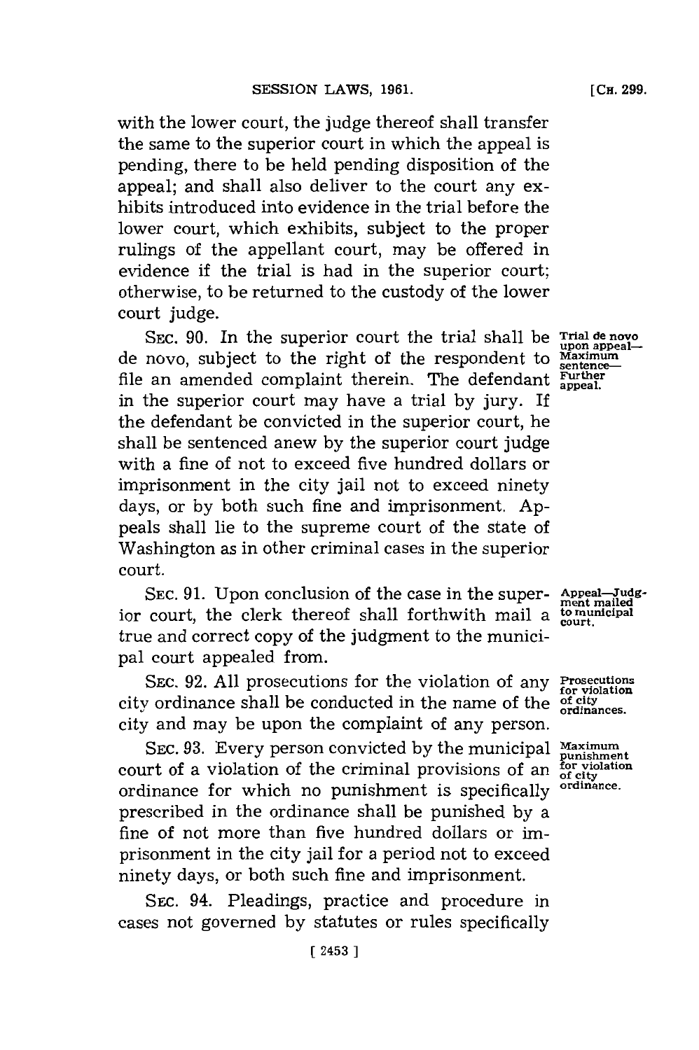with the lower court, the judge thereof shall transfer the same to the superior court in which the appeal is pending, there to be held pending disposition of the appeal; and shall also deliver to the court any exhibits introduced into evidence in the trial before the lower court, which exhibits, subject to the proper rulings of the appellant court, may be offered in evidence if the trial is had in the superior court; otherwise, to be returned to the custody of the lower court judge.

SEC. 90. In the superior court the trial shall be de novo, subject to the right of the respondent to file an amended complaint therein. The defendant in the superior court may have a trial by jury. If the defendant be convicted in the superior court, he shall be sentenced anew by the superior court judge with a fine of not to exceed five hundred dollars or imprisonment in the city jail not to exceed ninety days, or by both such fine and imprisonment. Appeals shall lie to the supreme court of the state of Washington as in other criminal cases in the superior court.

*Trial de novo upon appeal—Maximum sentence—Further appeal.*

SEC. 91. Upon conclusion of the case in the superior court, the clerk thereof shall forthwith mail a true and correct copy of the judgment to the municipal court appealed from.

*Appeal—Judgment mailed to municipal court.*

SEC. 92. All prosecutions for the violation of any city ordinance shall be conducted in the name of the city and may be upon the complaint of any person.

*Prosecutions for violation of city ordinances.*

SEC. 93. Every person convicted by the municipal court of a violation of the criminal provisions of an ordinance for which no punishment is specifically prescribed in the ordinance shall be punished by a fine of not more than five hundred dollars or imprisonment in the city jail for a period not to exceed ninety days, or both such fine and imprisonment.

*Maximum punishment for violation of city ordinance.*

SEC. 94. Pleadings, practice and procedure in cases not governed by statutes or rules specifically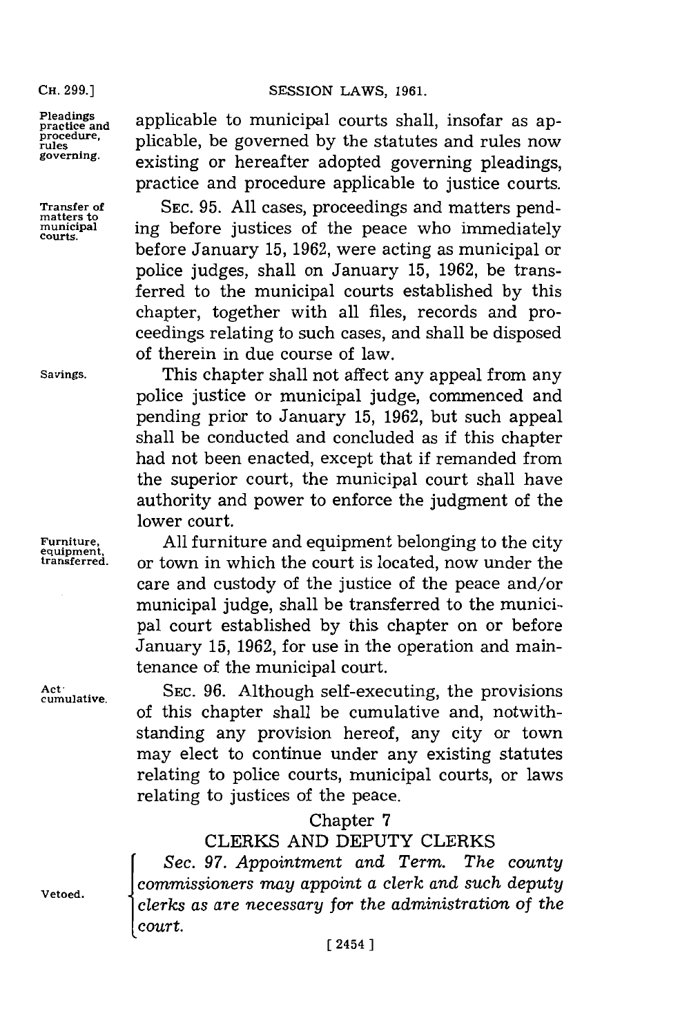applicable to municipal courts shall, insofar as applicable, be governed by the statutes and rules now existing or hereafter adopted governing pleadings, practice and procedure applicable to justice courts.

Pleadings practice and procedure, rules governing.

Transfer of matters to municipal courts.

SEC. 95. All cases, proceedings and matters pending before justices of the peace who immediately before January 15, 1962, were acting as municipal or police judges, shall on January 15, 1962, be transferred to the municipal courts established by this chapter, together with all files, records and proceedings relating to such cases, and shall be disposed of therein in due course of law.

Savings.

This chapter shall not affect any appeal from any police justice or municipal judge, commenced and pending prior to January 15, 1962, but such appeal shall be conducted and concluded as if this chapter had not been enacted, except that if remanded from the superior court, the municipal court shall have authority and power to enforce the judgment of the lower court.

Furniture, equipment, transferred.

All furniture and equipment belonging to the city or town in which the court is located, now under the care and custody of the justice of the peace and/or municipal judge, shall be transferred to the municipal court established by this chapter on or before January 15, 1962, for use in the operation and maintenance of the municipal court.

Act cumulative.

SEC. 96. Although self-executing, the provisions of this chapter shall be cumulative and, notwithstanding any provision hereof, any city or town may elect to continue under any existing statutes relating to police courts, municipal courts, or laws relating to justices of the peace.

## Chapter 7

## CLERKS AND DEPUTY CLERKS

Vetoed.

*Sec. 97. Appointment and Term. The county commissioners may appoint a clerk and such deputy clerks as are necessary for the administration of the court.*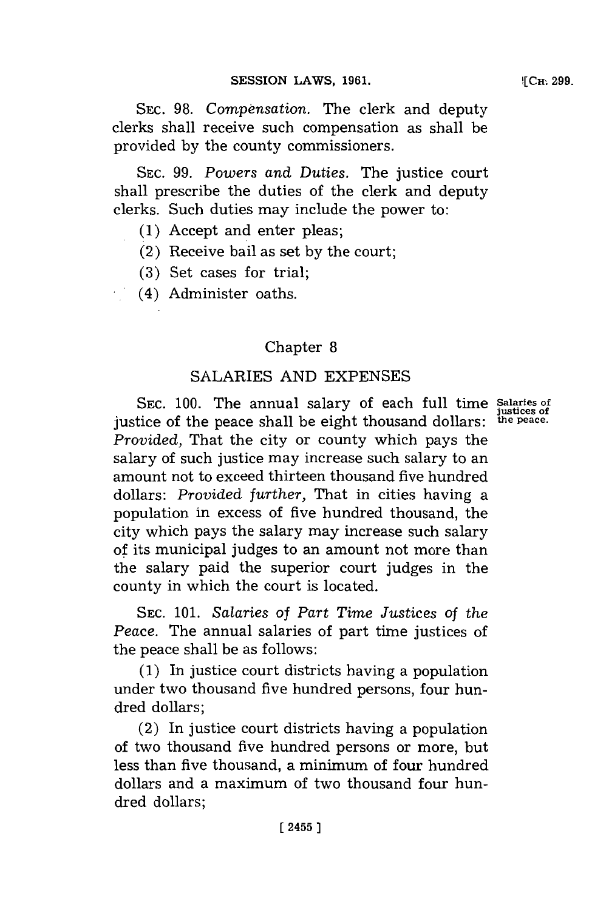SEC. 98. *Compensation.* The clerk and deputy clerks shall receive such compensation as shall be provided by the county commissioners.

SEC. 99. *Powers and Duties.* The justice court shall prescribe the duties of the clerk and deputy clerks. Such duties may include the power to:

(1) Accept and enter pleas;

(2) Receive bail as set by the court;

(3) Set cases for trial;

(4) Administer oaths.

## Chapter 8

## SALARIES AND EXPENSES

Salaries of justices of the peace.

SEC. 100. The annual salary of each full time justice of the peace shall be eight thousand dollars: *Provided,* That the city or county which pays the salary of such justice may increase such salary to an amount not to exceed thirteen thousand five hundred dollars: *Provided further,* That in cities having a population in excess of five hundred thousand, the city which pays the salary may increase such salary of its municipal judges to an amount not more than the salary paid the superior court judges in the county in which the court is located.

SEC. 101. *Salaries of Part Time Justices of the Peace.* The annual salaries of part time justices of the peace shall be as follows:

(1) In justice court districts having a population under two thousand five hundred persons, four hundred dollars;

(2) In justice court districts having a population of two thousand five hundred persons or more, but less than five thousand, a minimum of four hundred dollars and a maximum of two thousand four hundred dollars;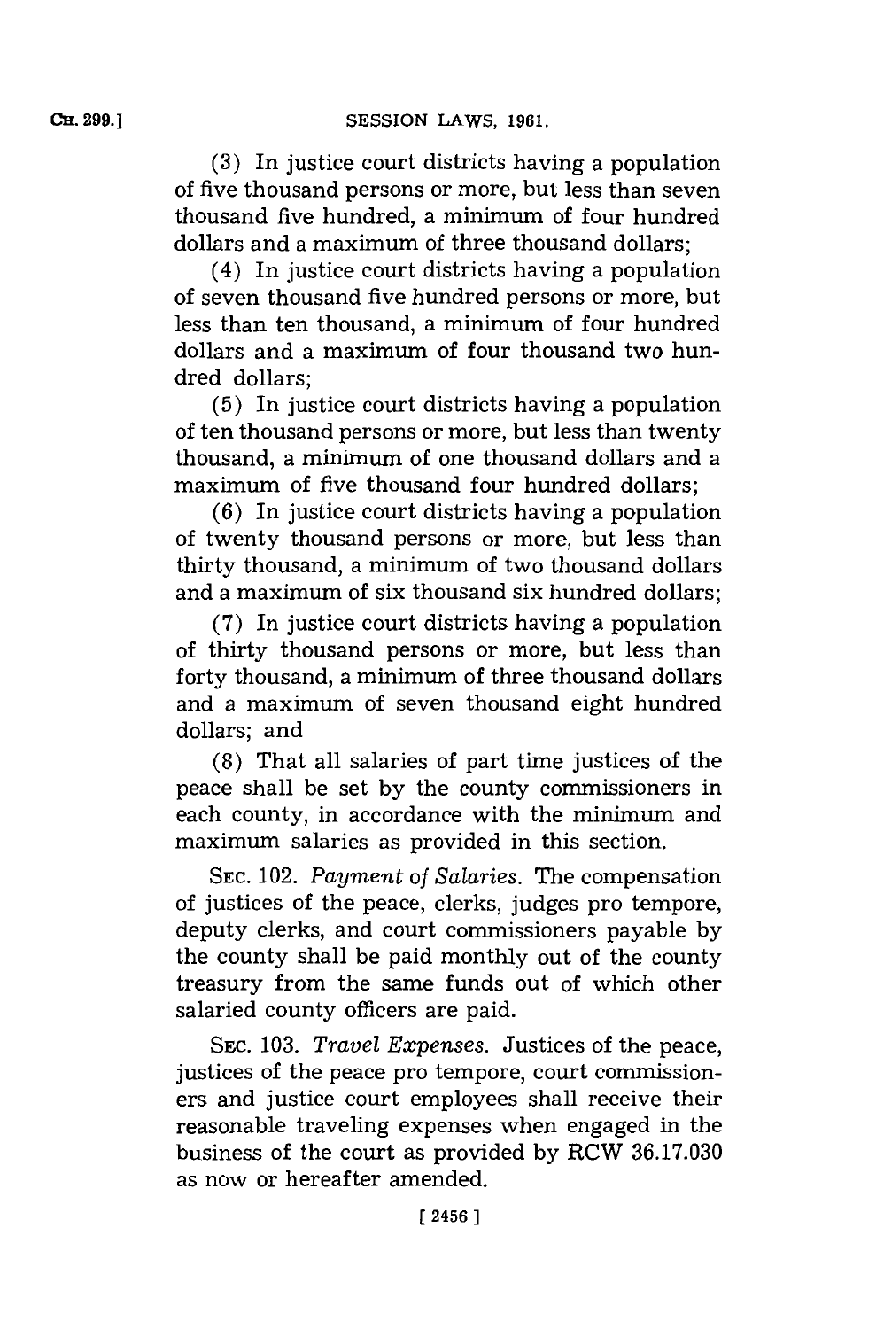(3) In justice court districts having a population of five thousand persons or more, but less than seven thousand five hundred, a minimum of four hundred dollars and a maximum of three thousand dollars;

(4) In justice court districts having a population of seven thousand five hundred persons or more, but less than ten thousand, a minimum of four hundred dollars and a maximum of four thousand two hundred dollars;

(5) In justice court districts having a population of ten thousand persons or more, but less than twenty thousand, a minimum of one thousand dollars and a maximum of five thousand four hundred dollars;

(6) In justice court districts having a population of twenty thousand persons or more, but less than thirty thousand, a minimum of two thousand dollars and a maximum of six thousand six hundred dollars;

(7) In justice court districts having a population of thirty thousand persons or more, but less than forty thousand, a minimum of three thousand dollars and a maximum of seven thousand eight hundred dollars; and

(8) That all salaries of part time justices of the peace shall be set by the county commissioners in each county, in accordance with the minimum and maximum salaries as provided in this section.

SEC. 102. *Payment of Salaries.* The compensation of justices of the peace, clerks, judges pro tempore, deputy clerks, and court commissioners payable by the county shall be paid monthly out of the county treasury from the same funds out of which other salaried county officers are paid.

SEC. 103. *Travel Expenses.* Justices of the peace, justices of the peace pro tempore, court commissioners and justice court employees shall receive their reasonable traveling expenses when engaged in the business of the court as provided by RCW 36.17.030 as now or hereafter amended.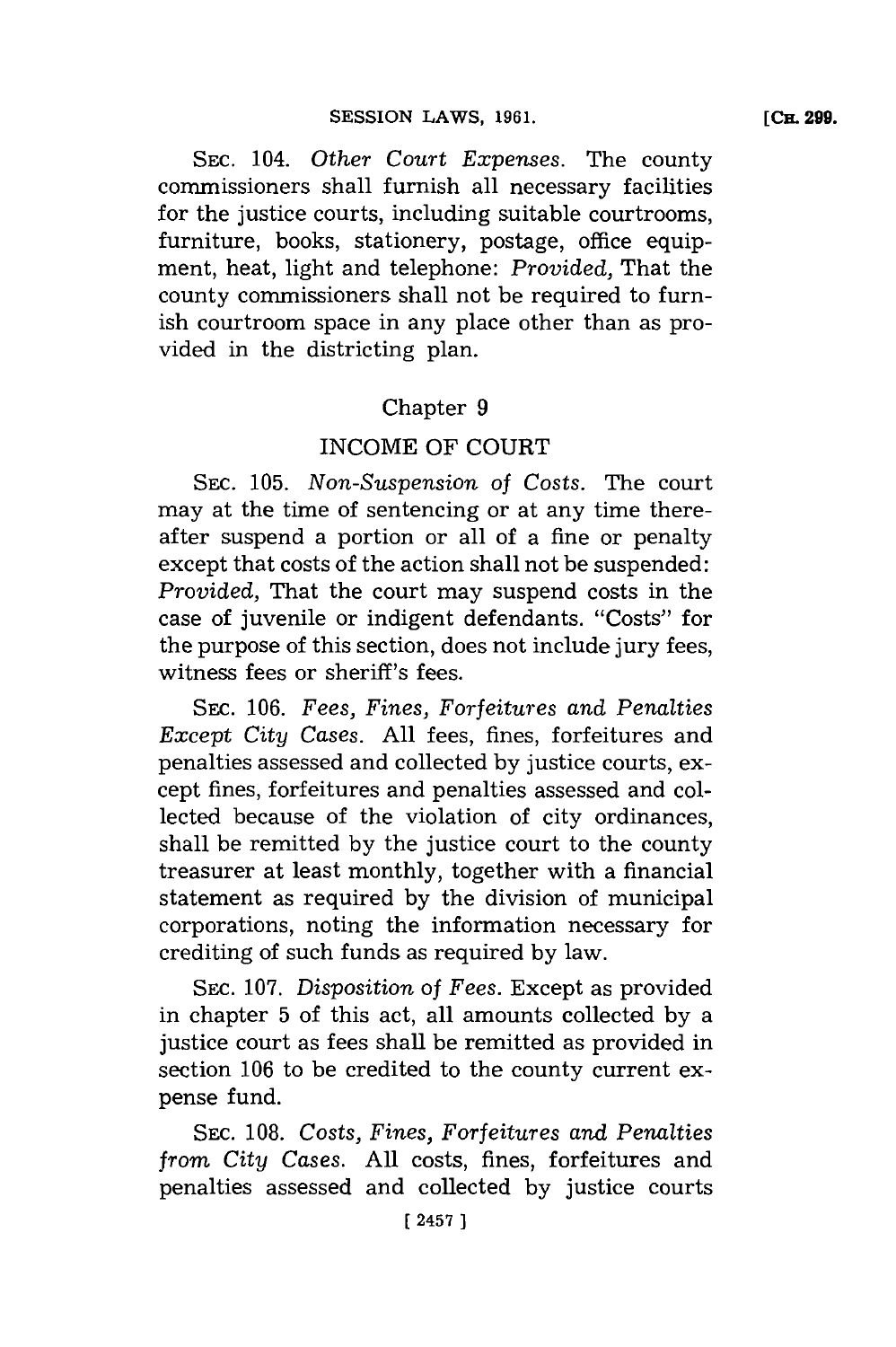SEC. 104. *Other Court Expenses.* The county commissioners shall furnish all necessary facilities for the justice courts, including suitable courtrooms, furniture, books, stationery, postage, office equipment, heat, light and telephone: *Provided,* That the county commissioners shall not be required to furnish courtroom space in any place other than as provided in the districting plan.

## Chapter 9

## INCOME OF COURT

SEC. 105. *Non-Suspension of Costs.* The court may at the time of sentencing or at any time thereafter suspend a portion or all of a fine or penalty except that costs of the action shall not be suspended: *Provided,* That the court may suspend costs in the case of juvenile or indigent defendants. "Costs" for the purpose of this section, does not include jury fees, witness fees or sheriff's fees.

SEC. 106. *Fees, Fines, Forfeitures and Penalties Except City Cases.* All fees, fines, forfeitures and penalties assessed and collected by justice courts, except fines, forfeitures and penalties assessed and collected because of the violation of city ordinances, shall be remitted by the justice court to the county treasurer at least monthly, together with a financial statement as required by the division of municipal corporations, noting the information necessary for crediting of such funds as required by law.

SEC. 107. *Disposition of Fees.* Except as provided in chapter 5 of this act, all amounts collected by a justice court as fees shall be remitted as provided in section 106 to be credited to the county current expense fund.

SEC. 108. *Costs, Fines, Forfeitures and Penalties from City Cases.* All costs, fines, forfeitures and penalties assessed and collected by justice courts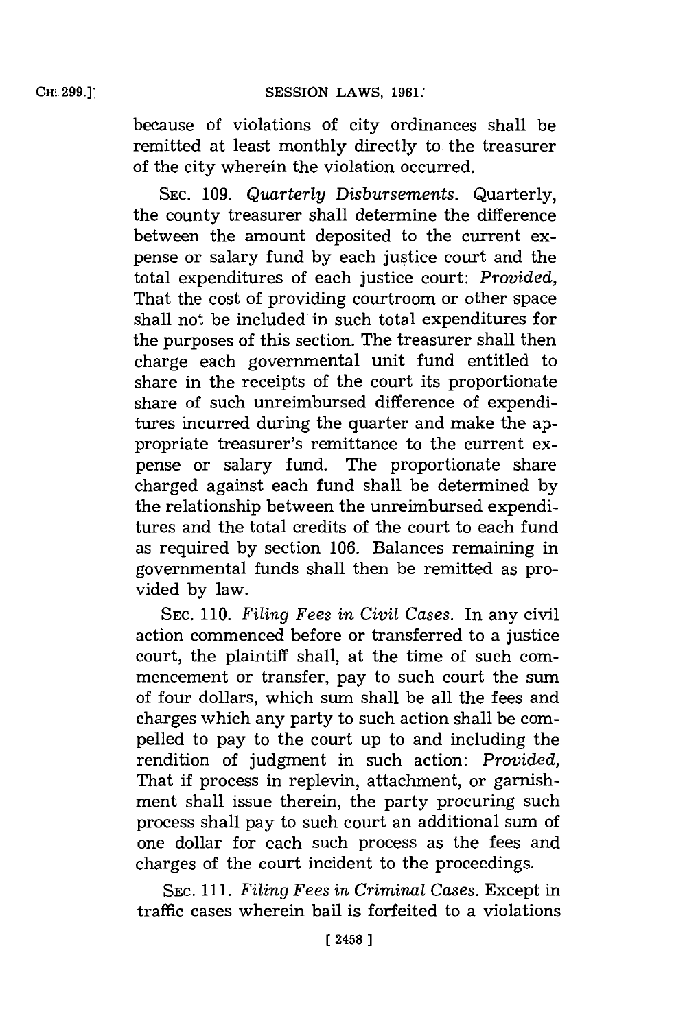because of violations of city ordinances shall be remitted at least monthly directly to the treasurer of the city wherein the violation occurred.

SEC. 109. *Quarterly Disbursements.* Quarterly, the county treasurer shall determine the difference between the amount deposited to the current expense or salary fund by each justice court and the total expenditures of each justice court: *Provided,* That the cost of providing courtroom or other space shall not be included in such total expenditures for the purposes of this section. The treasurer shall then charge each governmental unit fund entitled to share in the receipts of the court its proportionate share of such unreimbursed difference of expenditures incurred during the quarter and make the appropriate treasurer's remittance to the current expense or salary fund. The proportionate share charged against each fund shall be determined by the relationship between the unreimbursed expenditures and the total credits of the court to each fund as required by section 106. Balances remaining in governmental funds shall then be remitted as provided by law.

SEC. 110. *Filing Fees in Civil Cases.* In any civil action commenced before or transferred to a justice court, the plaintiff shall, at the time of such commencement or transfer, pay to such court the sum of four dollars, which sum shall be all the fees and charges which any party to such action shall be compelled to pay to the court up to and including the rendition of judgment in such action: *Provided,* That if process in replevin, attachment, or garnishment shall issue therein, the party procuring such process shall pay to such court an additional sum of one dollar for each such process as the fees and charges of the court incident to the proceedings.

SEC. 111. *Filing Fees in Criminal Cases.* Except in traffic cases wherein bail is forfeited to a violations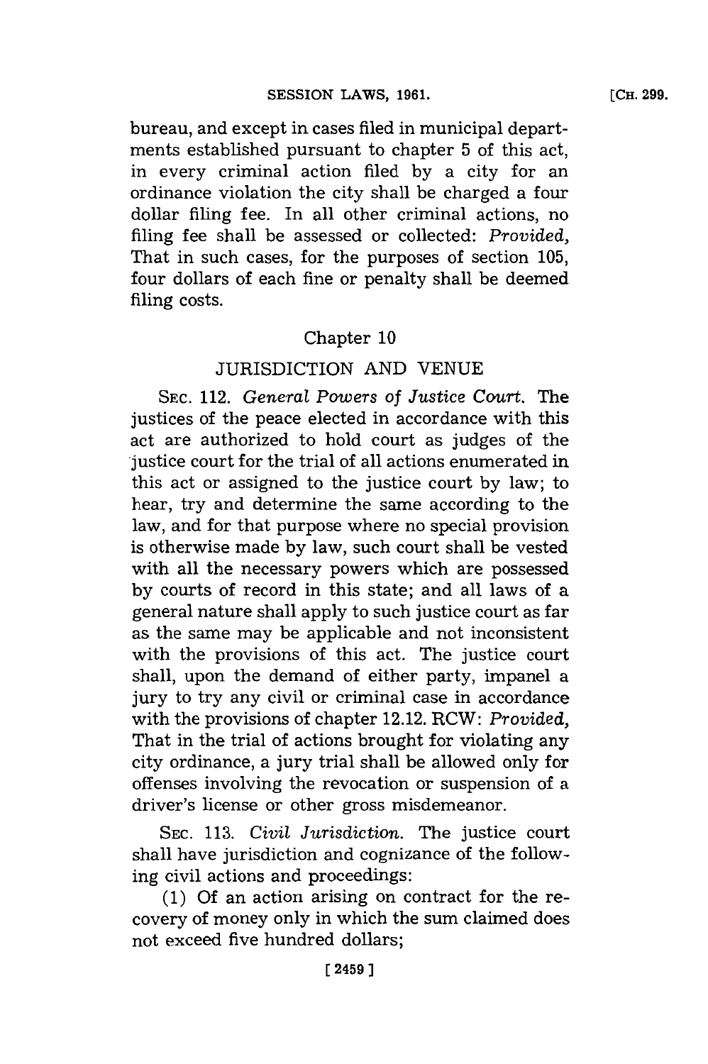bureau, and except in cases filed in municipal departments established pursuant to chapter 5 of this act, in every criminal action filed by a city for an ordinance violation the city shall be charged a four dollar filing fee. In all other criminal actions, no filing fee shall be assessed or collected: *Provided*, That in such cases, for the purposes of section 105, four dollars of each fine or penalty shall be deemed filing costs.

## Chapter 10

## JURISDICTION AND VENUE

SEC. 112. *General Powers of Justice Court.* The justices of the peace elected in accordance with this act are authorized to hold court as judges of the justice court for the trial of all actions enumerated in this act or assigned to the justice court by law; to hear, try and determine the same according to the law, and for that purpose where no special provision is otherwise made by law, such court shall be vested with all the necessary powers which are possessed by courts of record in this state; and all laws of a general nature shall apply to such justice court as far as the same may be applicable and not inconsistent with the provisions of this act. The justice court shall, upon the demand of either party, impanel a jury to try any civil or criminal case in accordance with the provisions of chapter 12.12. RCW: *Provided*, That in the trial of actions brought for violating any city ordinance, a jury trial shall be allowed only for offenses involving the revocation or suspension of a driver's license or other gross misdemeanor.

SEC. 113. *Civil Jurisdiction.* The justice court shall have jurisdiction and cognizance of the following civil actions and proceedings:

(1) Of an action arising on contract for the recovery of money only in which the sum claimed does not exceed five hundred dollars;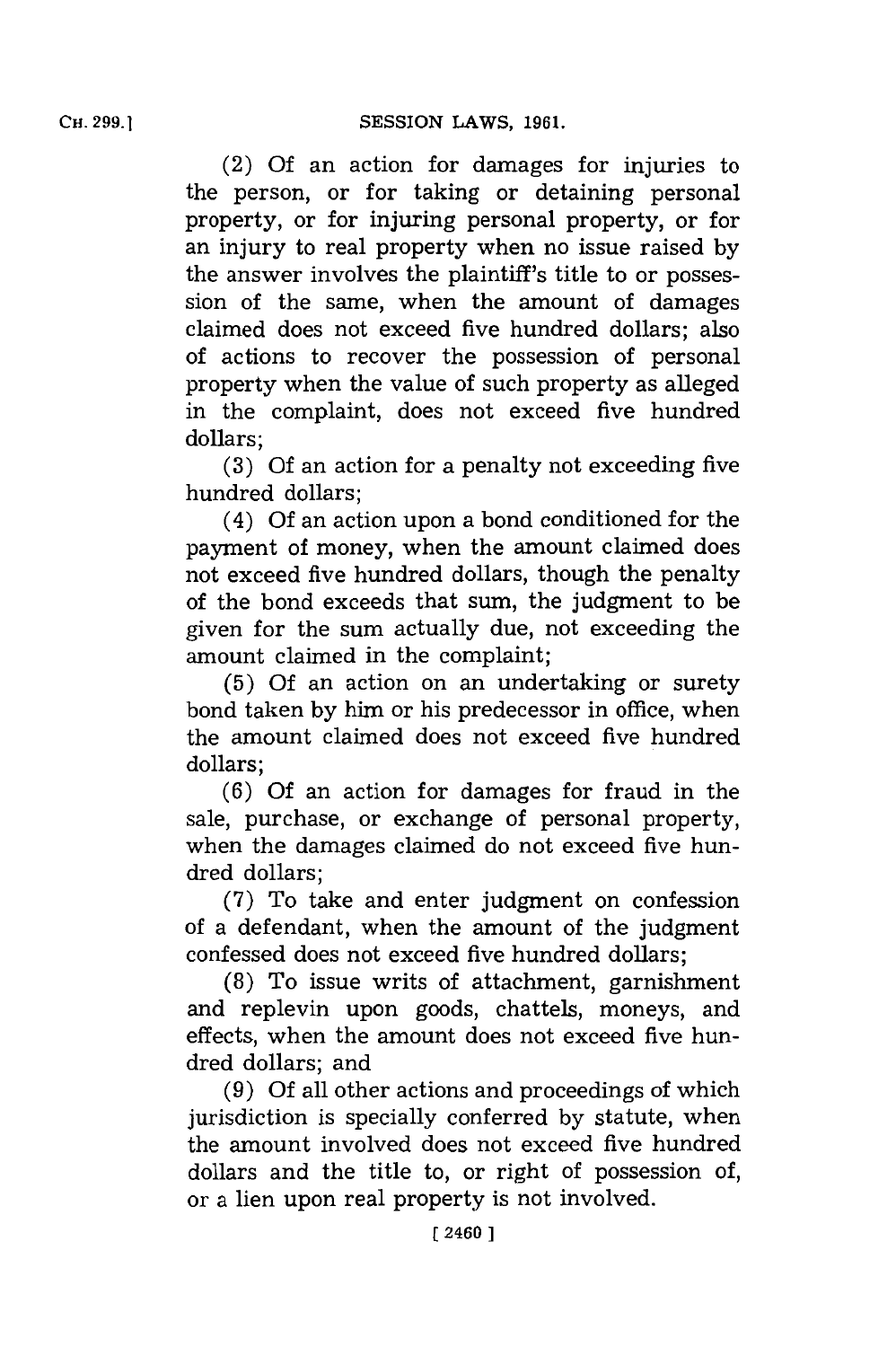(2) Of an action for damages for injuries to the person, or for taking or detaining personal property, or for injuring personal property, or for an injury to real property when no issue raised by the answer involves the plaintiff's title to or possession of the same, when the amount of damages claimed does not exceed five hundred dollars; also of actions to recover the possession of personal property when the value of such property as alleged in the complaint, does not exceed five hundred dollars;

(3) Of an action for a penalty not exceeding five hundred dollars;

(4) Of an action upon a bond conditioned for the payment of money, when the amount claimed does not exceed five hundred dollars, though the penalty of the bond exceeds that sum, the judgment to be given for the sum actually due, not exceeding the amount claimed in the complaint;

(5) Of an action on an undertaking or surety bond taken by him or his predecessor in office, when the amount claimed does not exceed five hundred dollars;

(6) Of an action for damages for fraud in the sale, purchase, or exchange of personal property, when the damages claimed do not exceed five hundred dollars;

(7) To take and enter judgment on confession of a defendant, when the amount of the judgment confessed does not exceed five hundred dollars;

(8) To issue writs of attachment, garnishment and replevin upon goods, chattels, moneys, and effects, when the amount does not exceed five hundred dollars; and

(9) Of all other actions and proceedings of which jurisdiction is specially conferred by statute, when the amount involved does not exceed five hundred dollars and the title to, or right of possession of, or a lien upon real property is not involved.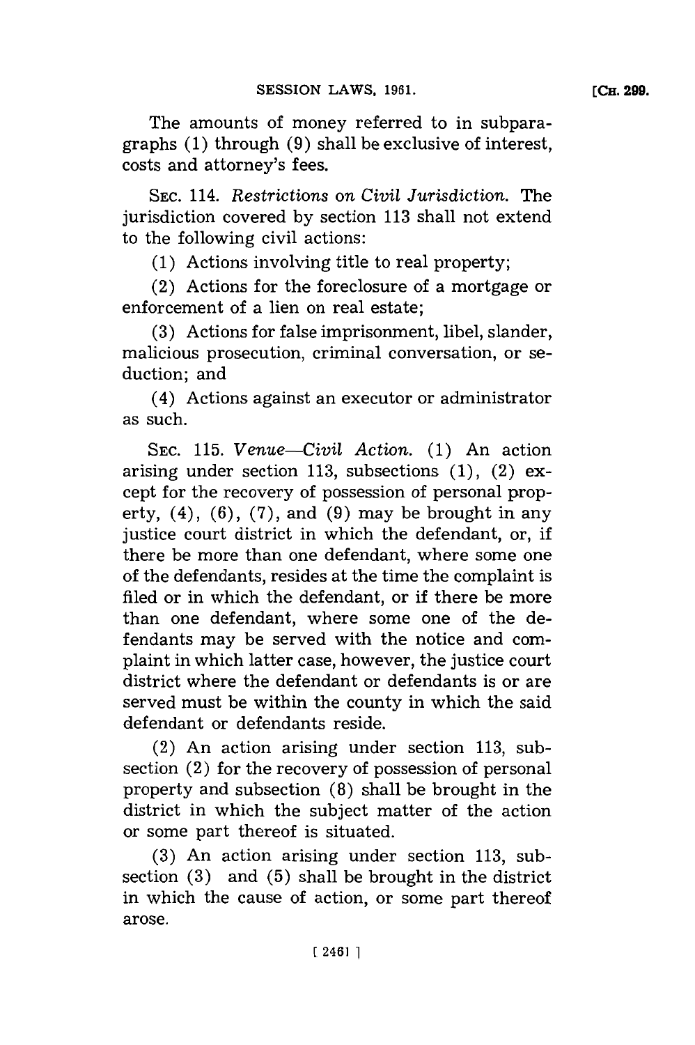The amounts of money referred to in subparagraphs (1) through (9) shall be exclusive of interest, costs and attorney's fees.

SEC. 114. *Restrictions on Civil Jurisdiction.* The jurisdiction covered by section 113 shall not extend to the following civil actions:

(1) Actions involving title to real property;

(2) Actions for the foreclosure of a mortgage or enforcement of a lien on real estate;

(3) Actions for false imprisonment, libel, slander, malicious prosecution, criminal conversation, or seduction; and

(4) Actions against an executor or administrator as such.

SEC. 115. *Venue—Civil Action.* (1) An action arising under section 113, subsections (1), (2) except for the recovery of possession of personal property, (4), (6), (7), and (9) may be brought in any justice court district in which the defendant, or, if there be more than one defendant, where some one of the defendants, resides at the time the complaint is filed or in which the defendant, or if there be more than one defendant, where some one of the defendants may be served with the notice and complaint in which latter case, however, the justice court district where the defendant or defendants is or are served must be within the county in which the said defendant or defendants reside.

(2) An action arising under section 113, subsection (2) for the recovery of possession of personal property and subsection (8) shall be brought in the district in which the subject matter of the action or some part thereof is situated.

(3) An action arising under section 113, subsection (3) and (5) shall be brought in the district in which the cause of action, or some part thereof arose.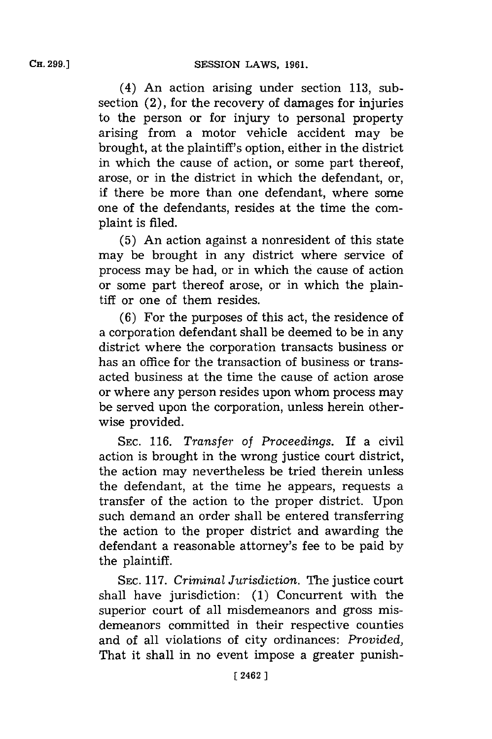(4) An action arising under section 113, subsection (2), for the recovery of damages for injuries to the person or for injury to personal property arising from a motor vehicle accident may be brought, at the plaintiff's option, either in the district in which the cause of action, or some part thereof, arose, or in the district in which the defendant, or, if there be more than one defendant, where some one of the defendants, resides at the time the complaint is filed.

(5) An action against a nonresident of this state may be brought in any district where service of process may be had, or in which the cause of action or some part thereof arose, or in which the plaintiff or one of them resides.

(6) For the purposes of this act, the residence of a corporation defendant shall be deemed to be in any district where the corporation transacts business or has an office for the transaction of business or transacted business at the time the cause of action arose or where any person resides upon whom process may be served upon the corporation, unless herein otherwise provided.

SEC. 116. *Transfer of Proceedings.* If a civil action is brought in the wrong justice court district, the action may nevertheless be tried therein unless the defendant, at the time he appears, requests a transfer of the action to the proper district. Upon such demand an order shall be entered transferring the action to the proper district and awarding the defendant a reasonable attorney's fee to be paid by the plaintiff.

SEC. 117. *Criminal Jurisdiction.* The justice court shall have jurisdiction: (1) Concurrent with the superior court of all misdemeanors and gross misdemeanors committed in their respective counties and of all violations of city ordinances: *Provided,* That it shall in no event impose a greater punish-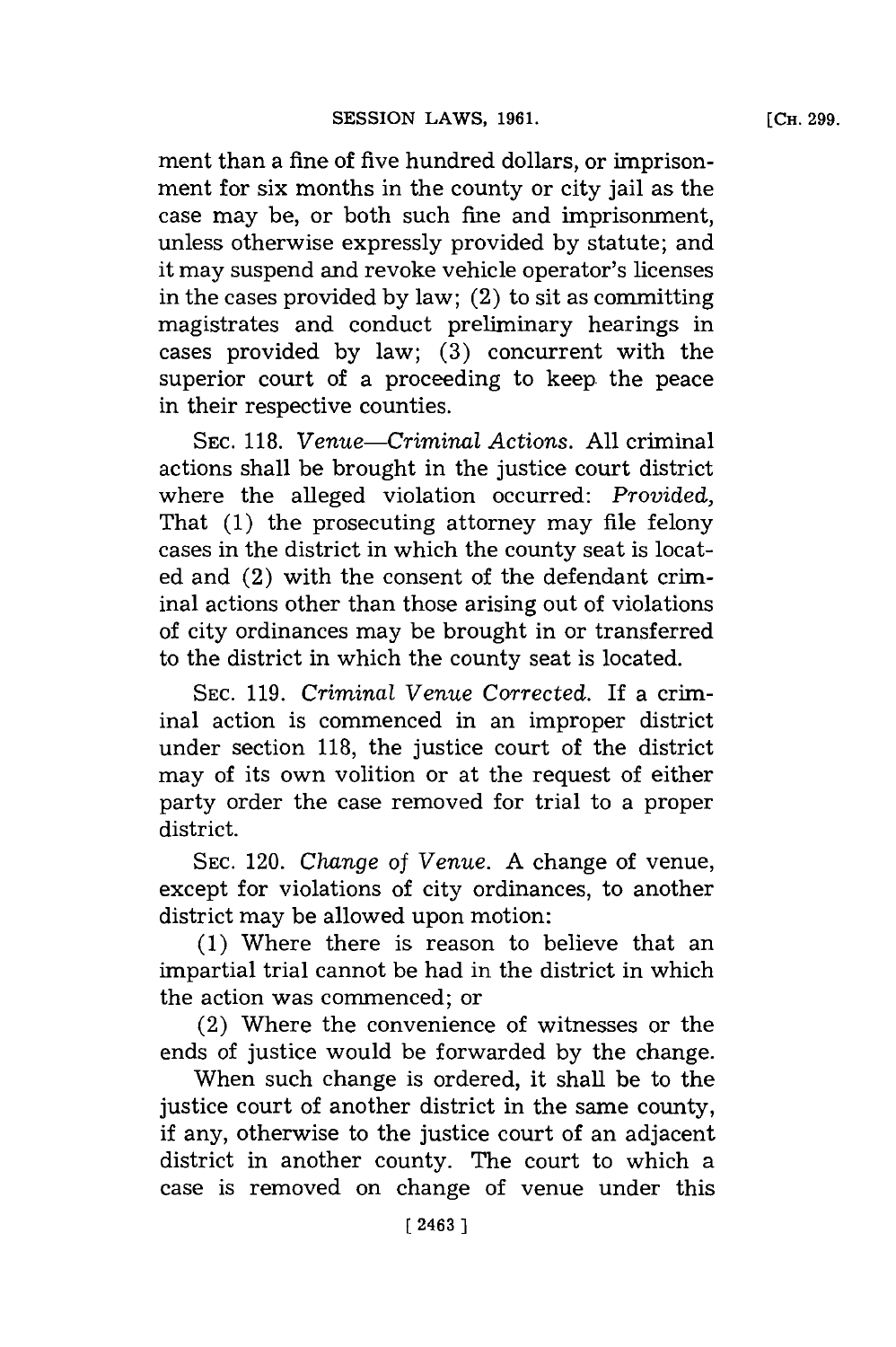ment than a fine of five hundred dollars, or imprisonment for six months in the county or city jail as the case may be, or both such fine and imprisonment, unless otherwise expressly provided by statute; and it may suspend and revoke vehicle operator's licenses in the cases provided by law; (2) to sit as committing magistrates and conduct preliminary hearings in cases provided by law; (3) concurrent with the superior court of a proceeding to keep the peace in their respective counties.

SEC. 118. *Venue—Criminal Actions.* All criminal actions shall be brought in the justice court district where the alleged violation occurred: *Provided,* That (1) the prosecuting attorney may file felony cases in the district in which the county seat is located and (2) with the consent of the defendant criminal actions other than those arising out of violations of city ordinances may be brought in or transferred to the district in which the county seat is located.

SEC. 119. *Criminal Venue Corrected.* If a criminal action is commenced in an improper district under section 118, the justice court of the district may of its own volition or at the request of either party order the case removed for trial to a proper district.

SEC. 120. *Change of Venue.* A change of venue, except for violations of city ordinances, to another district may be allowed upon motion:

(1) Where there is reason to believe that an impartial trial cannot be had in the district in which the action was commenced; or

(2) Where the convenience of witnesses or the ends of justice would be forwarded by the change.

When such change is ordered, it shall be to the justice court of another district in the same county, if any, otherwise to the justice court of an adjacent district in another county. The court to which a case is removed on change of venue under this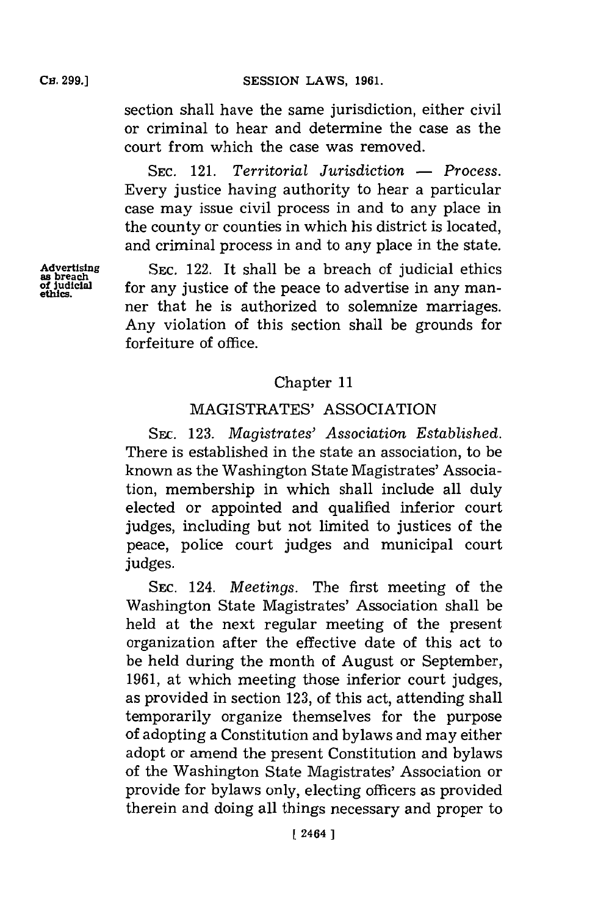section shall have the same jurisdiction, either civil or criminal to hear and determine the case as the court from which the case was removed.

SEC. 121. *Territorial Jurisdiction — Process.* Every justice having authority to hear a particular case may issue civil process in and to any place in the county or counties in which his district is located, and criminal process in and to any place in the state.

**Advertising as breach of judicial ethics.**

SEC. 122. It shall be a breach of judicial ethics for any justice of the peace to advertise in any manner that he is authorized to solemnize marriages. Any violation of this section shall be grounds for forfeiture of office.

## Chapter 11

## MAGISTRATES' ASSOCIATION

SEC. 123. *Magistrates' Association Established.* There is established in the state an association, to be known as the Washington State Magistrates' Association, membership in which shall include all duly elected or appointed and qualified inferior court judges, including but not limited to justices of the peace, police court judges and municipal court judges.

SEC. 124. *Meetings.* The first meeting of the Washington State Magistrates' Association shall be held at the next regular meeting of the present organization after the effective date of this act to be held during the month of August or September, 1961, at which meeting those inferior court judges, as provided in section 123, of this act, attending shall temporarily organize themselves for the purpose of adopting a Constitution and bylaws and may either adopt or amend the present Constitution and bylaws of the Washington State Magistrates' Association or provide for bylaws only, electing officers as provided therein and doing all things necessary and proper to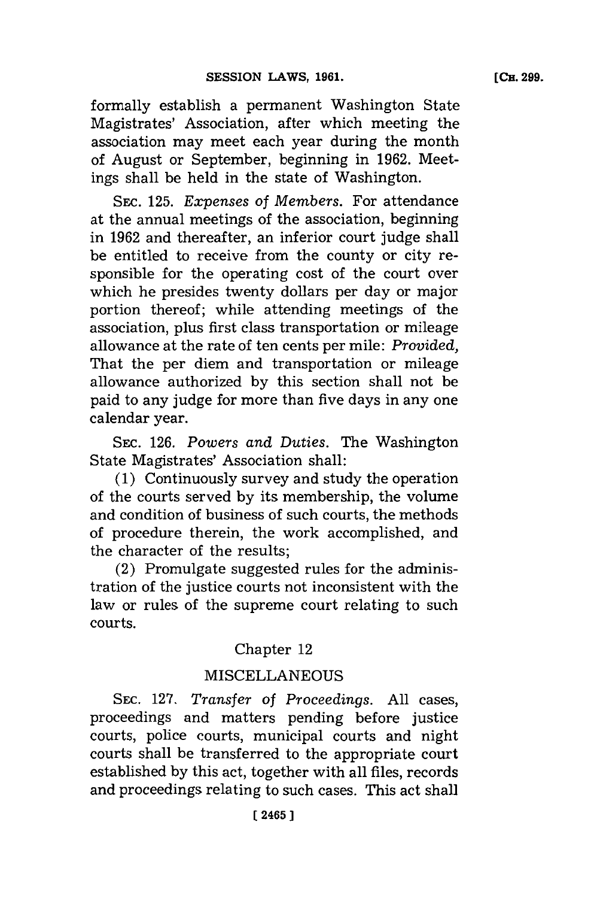formally establish a permanent Washington State Magistrates' Association, after which meeting the association may meet each year during the month of August or September, beginning in 1962. Meetings shall be held in the state of Washington.

SEC. 125. *Expenses of Members.* For attendance at the annual meetings of the association, beginning in 1962 and thereafter, an inferior court judge shall be entitled to receive from the county or city responsible for the operating cost of the court over which he presides twenty dollars per day or major portion thereof; while attending meetings of the association, plus first class transportation or mileage allowance at the rate of ten cents per mile: *Provided,* That the per diem and transportation or mileage allowance authorized by this section shall not be paid to any judge for more than five days in any one calendar year.

SEC. 126. *Powers and Duties.* The Washington State Magistrates' Association shall:

(1) Continuously survey and study the operation of the courts served by its membership, the volume and condition of business of such courts, the methods of procedure therein, the work accomplished, and the character of the results;

(2) Promulgate suggested rules for the administration of the justice courts not inconsistent with the law or rules of the supreme court relating to such courts.

## Chapter 12

## MISCELLANEOUS

SEC. 127. *Transfer of Proceedings.* All cases, proceedings and matters pending before justice courts, police courts, municipal courts and night courts shall be transferred to the appropriate court established by this act, together with all files, records and proceedings relating to such cases. This act shall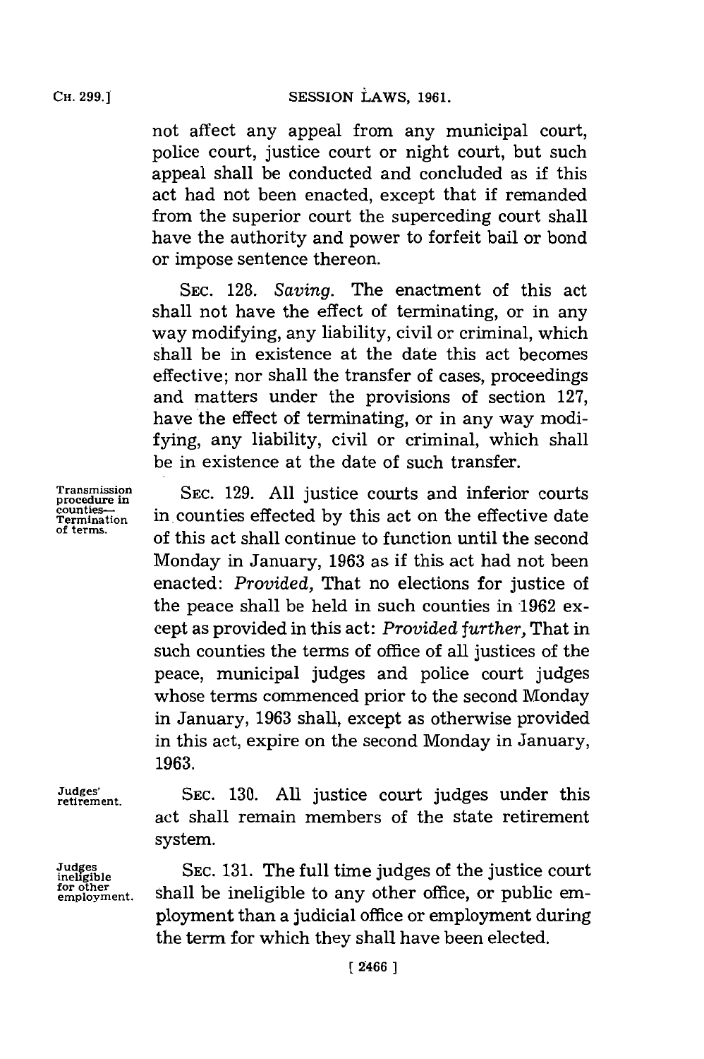not affect any appeal from any municipal court, police court, justice court or night court, but such appeal shall be conducted and concluded as if this act had not been enacted, except that if remanded from the superior court the superceding court shall have the authority and power to forfeit bail or bond or impose sentence thereon.

SEC. 128. *Saving.* The enactment of this act shall not have the effect of terminating, or in any way modifying, any liability, civil or criminal, which shall be in existence at the date this act becomes effective; nor shall the transfer of cases, proceedings and matters under the provisions of section 127, have the effect of terminating, or in any way modifying, any liability, civil or criminal, which shall be in existence at the date of such transfer.

Transmission procedure in counties—Termination of terms.

SEC. 129. All justice courts and inferior courts in counties effected by this act on the effective date of this act shall continue to function until the second Monday in January, 1963 as if this act had not been enacted: *Provided,* That no elections for justice of the peace shall be held in such counties in 1962 except as provided in this act: *Provided further,* That in such counties the terms of office of all justices of the peace, municipal judges and police court judges whose terms commenced prior to the second Monday in January, 1963 shall, except as otherwise provided in this act, expire on the second Monday in January, 1963.

Judges' retirement.

SEC. 130. All justice court judges under this act shall remain members of the state retirement system.

Judges ineligible for other employment.

SEC. 131. The full time judges of the justice court shall be ineligible to any other office, or public employment than a judicial office or employment during the term for which they shall have been elected.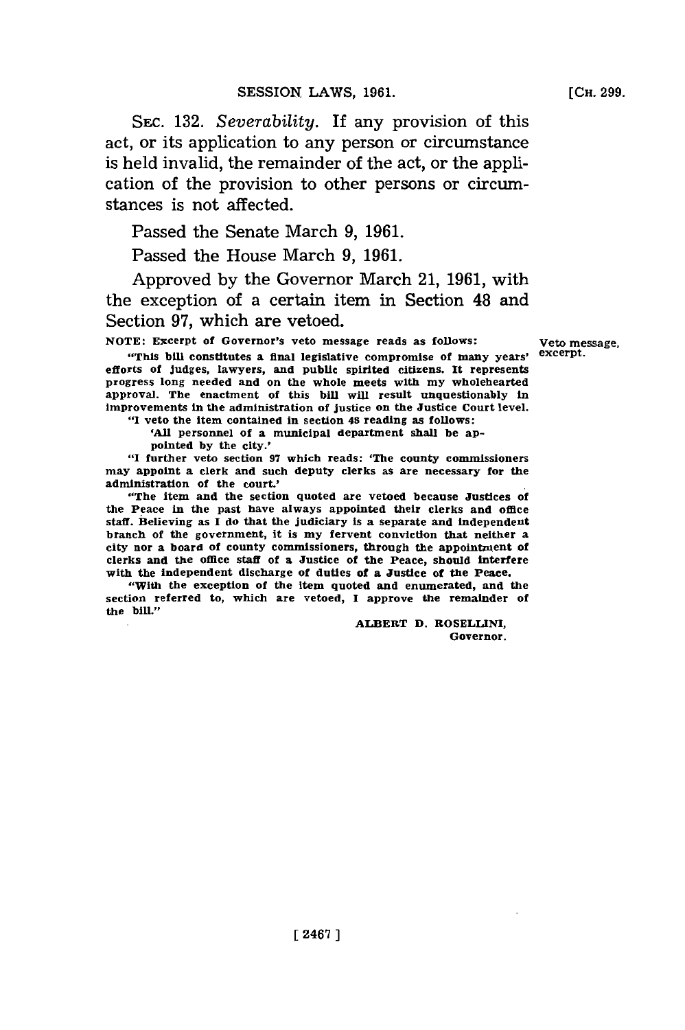SEC. 132. *Severability.* If any provision of this act, or its application to any person or circumstance is held invalid, the remainder of the act, or the application of the provision to other persons or circumstances is not affected.

Passed the Senate March 9, 1961.

Passed the House March 9, 1961.

Approved by the Governor March 21, 1961, with the exception of a certain item in Section 48 and Section 97, which are vetoed.

Veto message, excerpt.

NOTE: Excerpt of Governor's veto message reads as follows:

"This bill constitutes a final legislative compromise of many years' efforts of judges, lawyers, and public spirited citizens. It represents progress long needed and on the whole meets with my wholehearted approval. The enactment of this bill will result unquestionably in improvements in the administration of justice on the Justice Court level.

"I veto the item contained in section 48 reading as follows:

'All personnel of a municipal department shall be appointed by the city.'

"I further veto section 97 which reads: 'The county commissioners may appoint a clerk and such deputy clerks as are necessary for the administration of the court.'

"The item and the section quoted are vetoed because Justices of the Peace in the past have always appointed their clerks and office staff. Believing as I do that the judiciary is a separate and independent branch of the government, it is my fervent conviction that neither a city nor a board of county commissioners, through the appointment of clerks and the office staff of a Justice of the Peace, should interfere with the independent discharge of duties of a Justice of the Peace.

"With the exception of the item quoted and enumerated, and the section referred to, which are vetoed, I approve the remainder of the bill."

ALBERT D. ROSELLINI,
Governor.